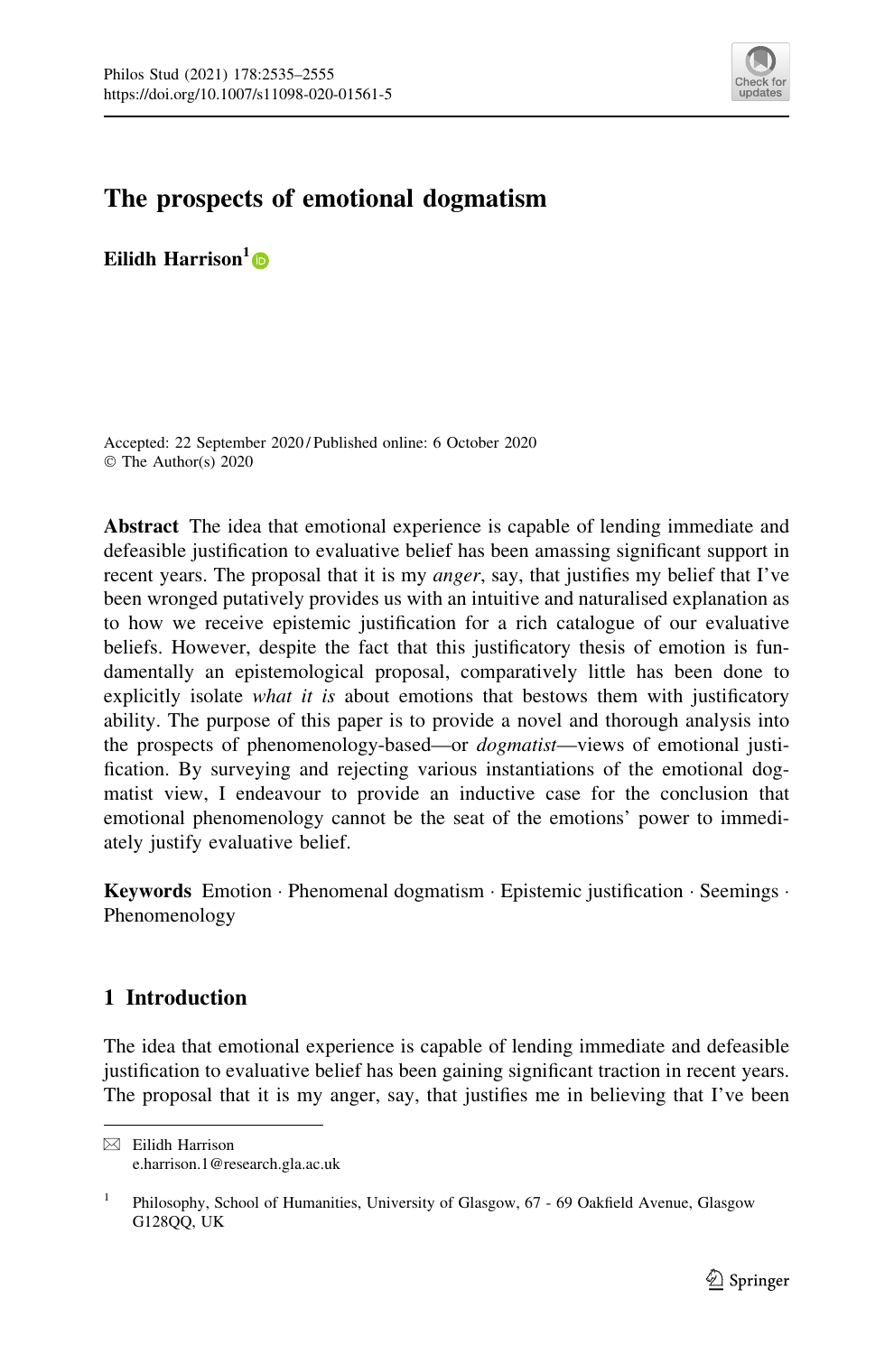# The prospects of emotional dogmatism

**Eilidh Harrison**[1]

Accepted: 22 September 2020 / Published online: 6 October 2020
© The Author(s) 2020

**Abstract** The idea that emotional experience is capable of lending immediate and defeasible justification to evaluative belief has been amassing significant support in recent years. The proposal that it is my *anger*, say, that justifies my belief that I've been wronged putatively provides us with an intuitive and naturalised explanation as to how we receive epistemic justification for a rich catalogue of our evaluative beliefs. However, despite the fact that this justificatory thesis of emotion is fundamentally an epistemological proposal, comparatively little has been done to explicitly isolate *what it is* about emotions that bestows them with justificatory ability. The purpose of this paper is to provide a novel and thorough analysis into the prospects of phenomenology-based—or *dogmatist*—views of emotional justification. By surveying and rejecting various instantiations of the emotional dogmatist view, I endeavour to provide an inductive case for the conclusion that emotional phenomenology cannot be the seat of the emotions' power to immediately justify evaluative belief.

**Keywords** Emotion · Phenomenal dogmatism · Epistemic justification · Seemings · Phenomenology

## 1 Introduction

The idea that emotional experience is capable of lending immediate and defeasible justification to evaluative belief has been gaining significant traction in recent years. The proposal that it is my anger, say, that justifies me in believing that I've been

---

✉ Eilidh Harrison
e.harrison.1@research.gla.ac.uk

[1] Philosophy, School of Humanities, University of Glasgow, 67 - 69 Oakfield Avenue, Glasgow G128QQ, UK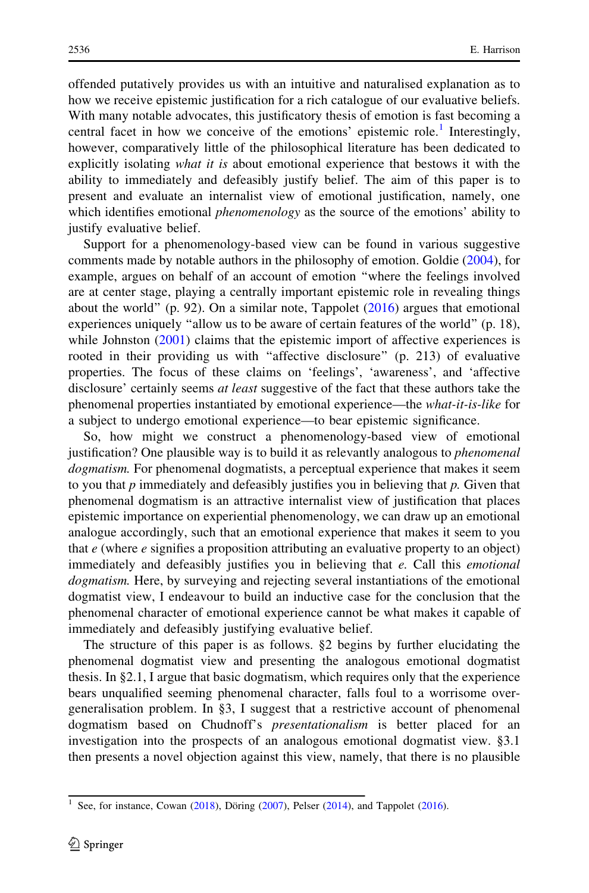offended putatively provides us with an intuitive and naturalised explanation as to how we receive epistemic justification for a rich catalogue of our evaluative beliefs. With many notable advocates, this justificatory thesis of emotion is fast becoming a central facet in how we conceive of the emotions' epistemic role.[1] Interestingly, however, comparatively little of the philosophical literature has been dedicated to explicitly isolating *what it is* about emotional experience that bestows it with the ability to immediately and defeasibly justify belief. The aim of this paper is to present and evaluate an internalist view of emotional justification, namely, one which identifies emotional *phenomenology* as the source of the emotions' ability to justify evaluative belief.

Support for a phenomenology-based view can be found in various suggestive comments made by notable authors in the philosophy of emotion. Goldie (2004), for example, argues on behalf of an account of emotion "where the feelings involved are at center stage, playing a centrally important epistemic role in revealing things about the world" (p. 92). On a similar note, Tappolet (2016) argues that emotional experiences uniquely "allow us to be aware of certain features of the world" (p. 18), while Johnston (2001) claims that the epistemic import of affective experiences is rooted in their providing us with "affective disclosure" (p. 213) of evaluative properties. The focus of these claims on 'feelings', 'awareness', and 'affective disclosure' certainly seems *at least* suggestive of the fact that these authors take the phenomenal properties instantiated by emotional experience—the *what-it-is-like* for a subject to undergo emotional experience—to bear epistemic significance.

So, how might we construct a phenomenology-based view of emotional justification? One plausible way is to build it as relevantly analogous to *phenomenal dogmatism*. For phenomenal dogmatists, a perceptual experience that makes it seem to you that *p* immediately and defeasibly justifies you in believing that *p*. Given that phenomenal dogmatism is an attractive internalist view of justification that places epistemic importance on experiential phenomenology, we can draw up an emotional analogue accordingly, such that an emotional experience that makes it seem to you that *e* (where *e* signifies a proposition attributing an evaluative property to an object) immediately and defeasibly justifies you in believing that *e*. Call this *emotional dogmatism*. Here, by surveying and rejecting several instantiations of the emotional dogmatist view, I endeavour to build an inductive case for the conclusion that the phenomenal character of emotional experience cannot be what makes it capable of immediately and defeasibly justifying evaluative belief.

The structure of this paper is as follows. §2 begins by further elucidating the phenomenal dogmatist view and presenting the analogous emotional dogmatist thesis. In §2.1, I argue that basic dogmatism, which requires only that the experience bears unqualified seeming phenomenal character, falls foul to a worrisome over-generalisation problem. In §3, I suggest that a restrictive account of phenomenal dogmatism based on Chudnoff's *presentationalism* is better placed for an investigation into the prospects of an analogous emotional dogmatist view. §3.1 then presents a novel objection against this view, namely, that there is no plausible

[1] See, for instance, Cowan (2018), Döring (2007), Pelser (2014), and Tappolet (2016).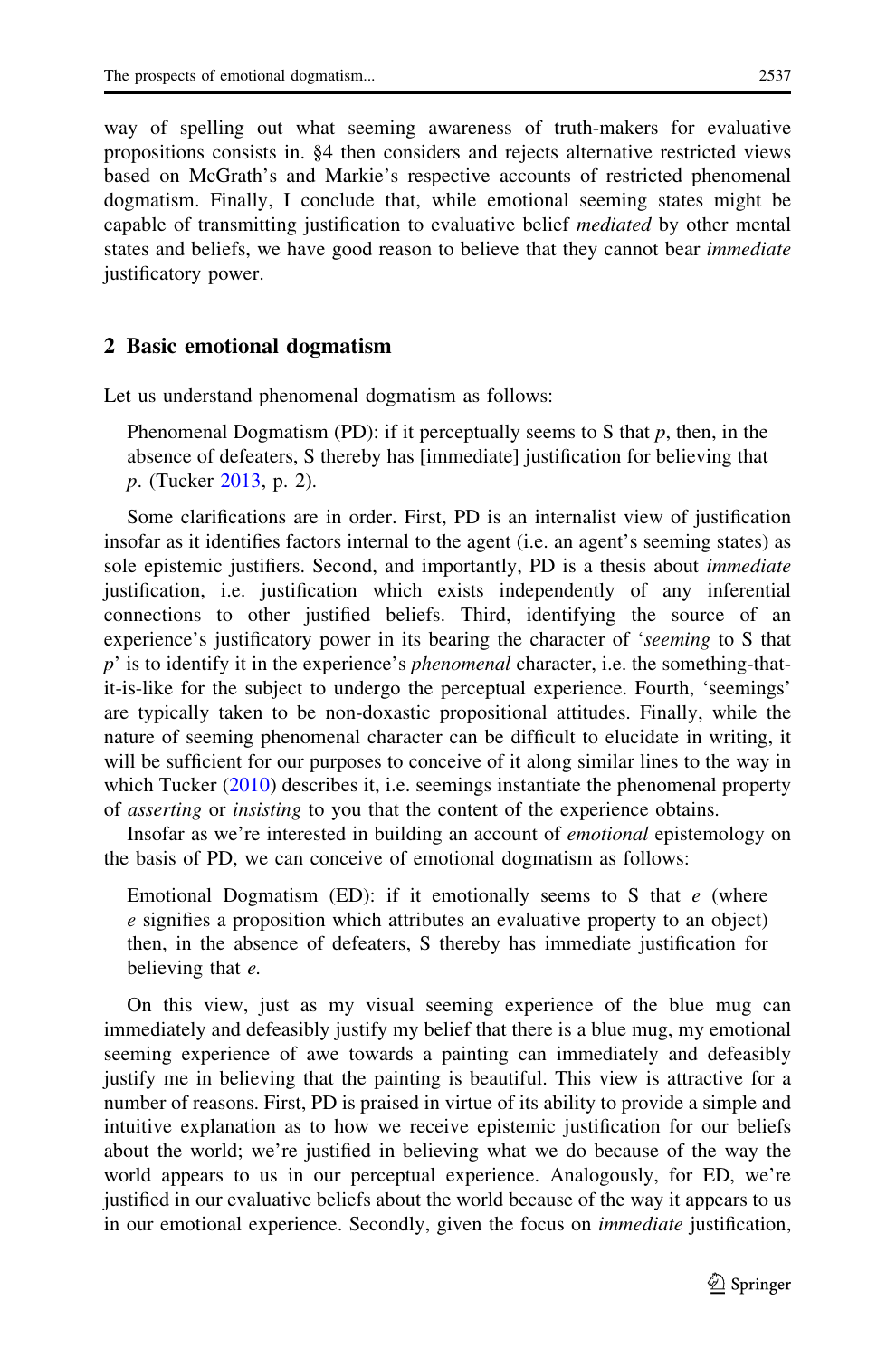way of spelling out what seeming awareness of truth-makers for evaluative propositions consists in. §4 then considers and rejects alternative restricted views based on McGrath's and Markie's respective accounts of restricted phenomenal dogmatism. Finally, I conclude that, while emotional seeming states might be capable of transmitting justification to evaluative belief *mediated* by other mental states and beliefs, we have good reason to believe that they cannot bear *immediate* justificatory power.

## 2 Basic emotional dogmatism

Let us understand phenomenal dogmatism as follows:

> Phenomenal Dogmatism (PD): if it perceptually seems to S that *p*, then, in the absence of defeaters, S thereby has [immediate] justification for believing that *p*. (Tucker 2013, p. 2).

Some clarifications are in order. First, PD is an internalist view of justification insofar as it identifies factors internal to the agent (i.e. an agent's seeming states) as sole epistemic justifiers. Second, and importantly, PD is a thesis about *immediate* justification, i.e. justification which exists independently of any inferential connections to other justified beliefs. Third, identifying the source of an experience's justificatory power in its bearing the character of '*seeming* to S that *p*' is to identify it in the experience's *phenomenal* character, i.e. the something-that-it-is-like for the subject to undergo the perceptual experience. Fourth, 'seemings' are typically taken to be non-doxastic propositional attitudes. Finally, while the nature of seeming phenomenal character can be difficult to elucidate in writing, it will be sufficient for our purposes to conceive of it along similar lines to the way in which Tucker (2010) describes it, i.e. seemings instantiate the phenomenal property of *asserting* or *insisting* to you that the content of the experience obtains.

Insofar as we're interested in building an account of *emotional* epistemology on the basis of PD, we can conceive of emotional dogmatism as follows:

> Emotional Dogmatism (ED): if it emotionally seems to S that *e* (where *e* signifies a proposition which attributes an evaluative property to an object) then, in the absence of defeaters, S thereby has immediate justification for believing that *e*.

On this view, just as my visual seeming experience of the blue mug can immediately and defeasibly justify my belief that there is a blue mug, my emotional seeming experience of awe towards a painting can immediately and defeasibly justify me in believing that the painting is beautiful. This view is attractive for a number of reasons. First, PD is praised in virtue of its ability to provide a simple and intuitive explanation as to how we receive epistemic justification for our beliefs about the world; we're justified in believing what we do because of the way the world appears to us in our perceptual experience. Analogously, for ED, we're justified in our evaluative beliefs about the world because of the way it appears to us in our emotional experience. Secondly, given the focus on *immediate* justification,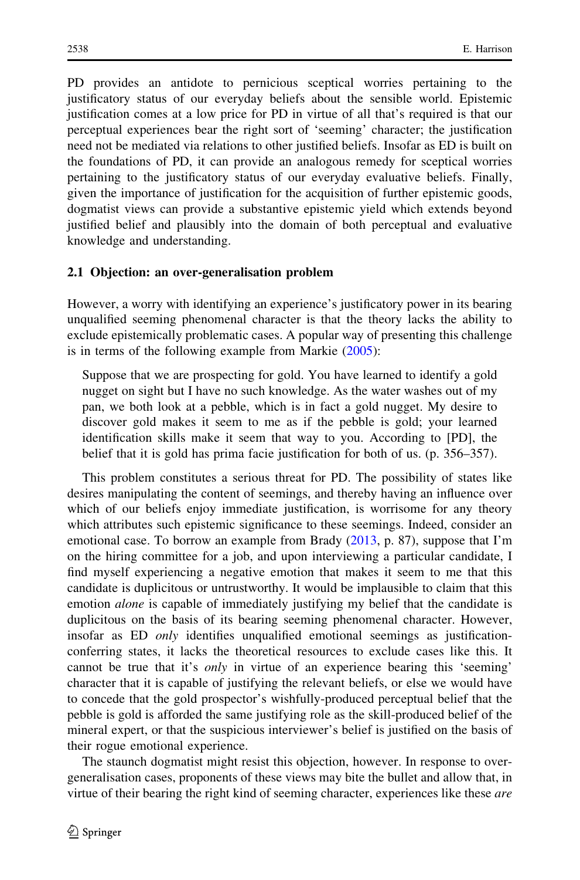PD provides an antidote to pernicious sceptical worries pertaining to the justificatory status of our everyday beliefs about the sensible world. Epistemic justification comes at a low price for PD in virtue of all that's required is that our perceptual experiences bear the right sort of 'seeming' character; the justification need not be mediated via relations to other justified beliefs. Insofar as ED is built on the foundations of PD, it can provide an analogous remedy for sceptical worries pertaining to the justificatory status of our everyday evaluative beliefs. Finally, given the importance of justification for the acquisition of further epistemic goods, dogmatist views can provide a substantive epistemic yield which extends beyond justified belief and plausibly into the domain of both perceptual and evaluative knowledge and understanding.

### 2.1 Objection: an over-generalisation problem

However, a worry with identifying an experience's justificatory power in its bearing unqualified seeming phenomenal character is that the theory lacks the ability to exclude epistemically problematic cases. A popular way of presenting this challenge is in terms of the following example from Markie (2005):

> Suppose that we are prospecting for gold. You have learned to identify a gold nugget on sight but I have no such knowledge. As the water washes out of my pan, we both look at a pebble, which is in fact a gold nugget. My desire to discover gold makes it seem to me as if the pebble is gold; your learned identification skills make it seem that way to you. According to [PD], the belief that it is gold has prima facie justification for both of us. (p. 356–357).

This problem constitutes a serious threat for PD. The possibility of states like desires manipulating the content of seemings, and thereby having an influence over which of our beliefs enjoy immediate justification, is worrisome for any theory which attributes such epistemic significance to these seemings. Indeed, consider an emotional case. To borrow an example from Brady (2013, p. 87), suppose that I'm on the hiring committee for a job, and upon interviewing a particular candidate, I find myself experiencing a negative emotion that makes it seem to me that this candidate is duplicitous or untrustworthy. It would be implausible to claim that this emotion *alone* is capable of immediately justifying my belief that the candidate is duplicitous on the basis of its bearing seeming phenomenal character. However, insofar as ED *only* identifies unqualified emotional seemings as justification-conferring states, it lacks the theoretical resources to exclude cases like this. It cannot be true that it's *only* in virtue of an experience bearing this 'seeming' character that it is capable of justifying the relevant beliefs, or else we would have to concede that the gold prospector's wishfully-produced perceptual belief that the pebble is gold is afforded the same justifying role as the skill-produced belief of the mineral expert, or that the suspicious interviewer's belief is justified on the basis of their rogue emotional experience.

The staunch dogmatist might resist this objection, however. In response to over-generalisation cases, proponents of these views may bite the bullet and allow that, in virtue of their bearing the right kind of seeming character, experiences like these *are*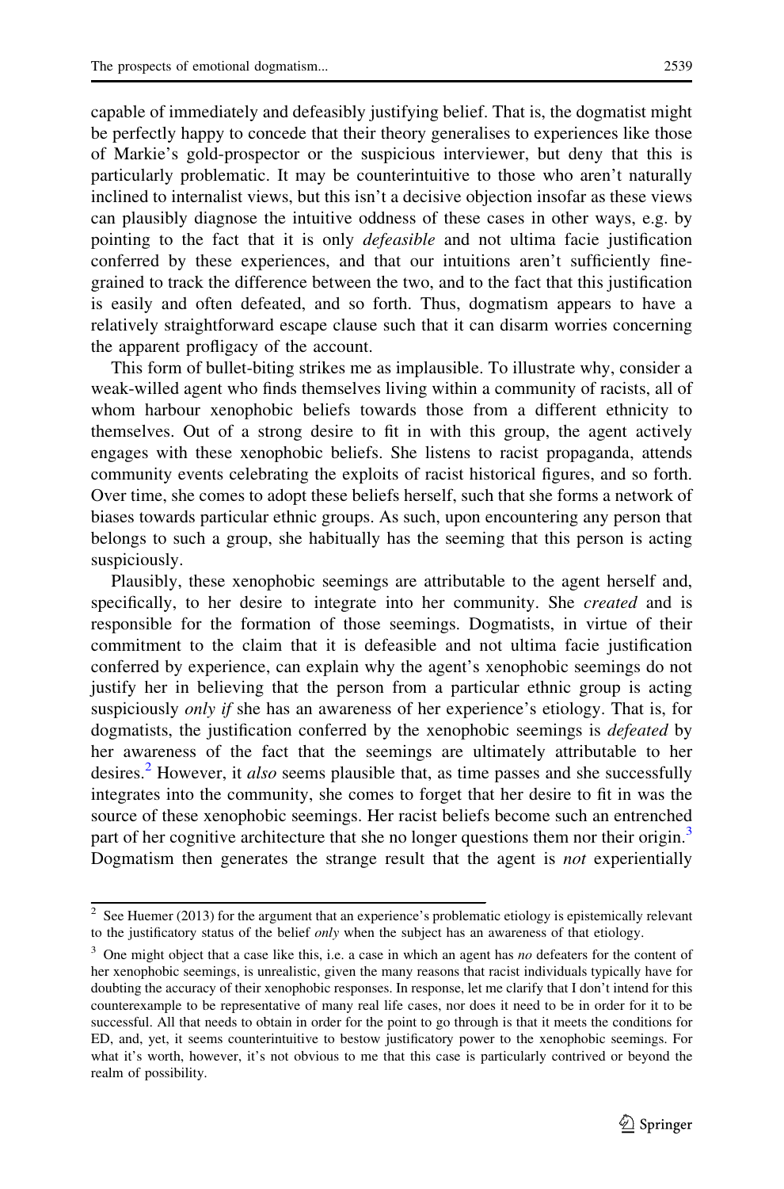capable of immediately and defeasibly justifying belief. That is, the dogmatist might be perfectly happy to concede that their theory generalises to experiences like those of Markie's gold-prospector or the suspicious interviewer, but deny that this is particularly problematic. It may be counterintuitive to those who aren't naturally inclined to internalist views, but this isn't a decisive objection insofar as these views can plausibly diagnose the intuitive oddness of these cases in other ways, e.g. by pointing to the fact that it is only *defeasible* and not ultima facie justification conferred by these experiences, and that our intuitions aren't sufficiently fine-grained to track the difference between the two, and to the fact that this justification is easily and often defeated, and so forth. Thus, dogmatism appears to have a relatively straightforward escape clause such that it can disarm worries concerning the apparent profligacy of the account.

This form of bullet-biting strikes me as implausible. To illustrate why, consider a weak-willed agent who finds themselves living within a community of racists, all of whom harbour xenophobic beliefs towards those from a different ethnicity to themselves. Out of a strong desire to fit in with this group, the agent actively engages with these xenophobic beliefs. She listens to racist propaganda, attends community events celebrating the exploits of racist historical figures, and so forth. Over time, she comes to adopt these beliefs herself, such that she forms a network of biases towards particular ethnic groups. As such, upon encountering any person that belongs to such a group, she habitually has the seeming that this person is acting suspiciously.

Plausibly, these xenophobic seemings are attributable to the agent herself and, specifically, to her desire to integrate into her community. She *created* and is responsible for the formation of those seemings. Dogmatists, in virtue of their commitment to the claim that it is defeasible and not ultima facie justification conferred by experience, can explain why the agent's xenophobic seemings do not justify her in believing that the person from a particular ethnic group is acting suspiciously *only if* she has an awareness of her experience's etiology. That is, for dogmatists, the justification conferred by the xenophobic seemings is *defeated* by her awareness of the fact that the seemings are ultimately attributable to her desires.[2] However, it *also* seems plausible that, as time passes and she successfully integrates into the community, she comes to forget that her desire to fit in was the source of these xenophobic seemings. Her racist beliefs become such an entrenched part of her cognitive architecture that she no longer questions them nor their origin.[3] Dogmatism then generates the strange result that the agent is *not* experientially

---

[2] See Huemer (2013) for the argument that an experience's problematic etiology is epistemically relevant to the justificatory status of the belief *only* when the subject has an awareness of that etiology.

[3] One might object that a case like this, i.e. a case in which an agent has *no* defeaters for the content of her xenophobic seemings, is unrealistic, given the many reasons that racist individuals typically have for doubting the accuracy of their xenophobic responses. In response, let me clarify that I don't intend for this counterexample to be representative of many real life cases, nor does it need to be in order for it to be successful. All that needs to obtain in order for the point to go through is that it meets the conditions for ED, and, yet, it seems counterintuitive to bestow justificatory power to the xenophobic seemings. For what it's worth, however, it's not obvious to me that this case is particularly contrived or beyond the realm of possibility.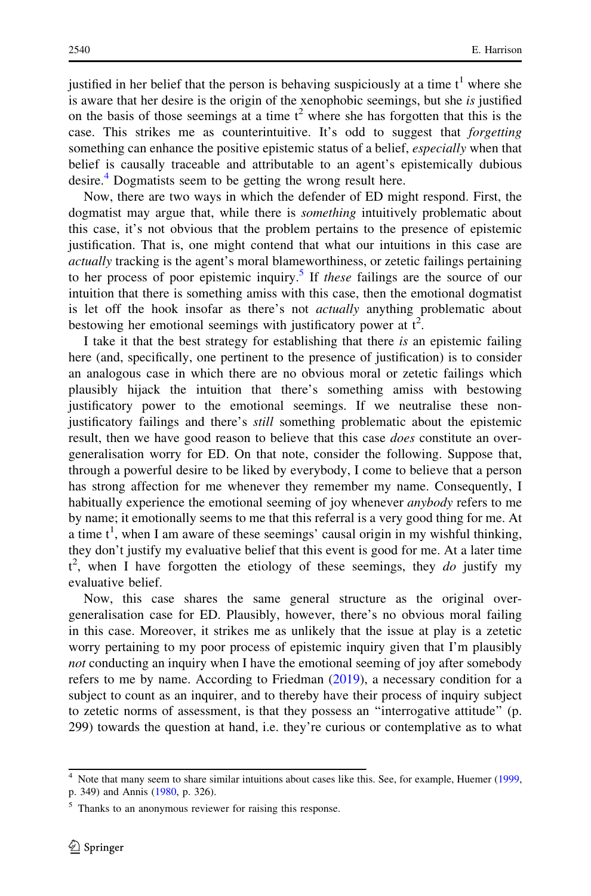justified in her belief that the person is behaving suspiciously at a time $t^1$ where she is aware that her desire is the origin of the xenophobic seemings, but she *is* justified on the basis of those seemings at a time $t^2$ where she has forgotten that this is the case. This strikes me as counterintuitive. It's odd to suggest that *forgetting* something can enhance the positive epistemic status of a belief, *especially* when that belief is causally traceable and attributable to an agent's epistemically dubious desire.[4] Dogmatists seem to be getting the wrong result here.

Now, there are two ways in which the defender of ED might respond. First, the dogmatist may argue that, while there is *something* intuitively problematic about this case, it's not obvious that the problem pertains to the presence of epistemic justification. That is, one might contend that what our intuitions in this case are *actually* tracking is the agent's moral blameworthiness, or zetetic failings pertaining to her process of poor epistemic inquiry.[5] If *these* failings are the source of our intuition that there is something amiss with this case, then the emotional dogmatist is let off the hook insofar as there's not *actually* anything problematic about bestowing her emotional seemings with justificatory power at $t^2$.

I take it that the best strategy for establishing that there *is* an epistemic failing here (and, specifically, one pertinent to the presence of justification) is to consider an analogous case in which there are no obvious moral or zetetic failings which plausibly hijack the intuition that there's something amiss with bestowing justificatory power to the emotional seemings. If we neutralise these non-justificatory failings and there's *still* something problematic about the epistemic result, then we have good reason to believe that this case *does* constitute an over-generalisation worry for ED. On that note, consider the following. Suppose that, through a powerful desire to be liked by everybody, I come to believe that a person has strong affection for me whenever they remember my name. Consequently, I habitually experience the emotional seeming of joy whenever *anybody* refers to me by name; it emotionally seems to me that this referral is a very good thing for me. At a time $t^1$, when I am aware of these seemings' causal origin in my wishful thinking, they don't justify my evaluative belief that this event is good for me. At a later time $t^2$, when I have forgotten the etiology of these seemings, they *do* justify my evaluative belief.

Now, this case shares the same general structure as the original over-generalisation case for ED. Plausibly, however, there's no obvious moral failing in this case. Moreover, it strikes me as unlikely that the issue at play is a zetetic worry pertaining to my poor process of epistemic inquiry given that I'm plausibly *not* conducting an inquiry when I have the emotional seeming of joy after somebody refers to me by name. According to Friedman (2019), a necessary condition for a subject to count as an inquirer, and to thereby have their process of inquiry subject to zetetic norms of assessment, is that they possess an "interrogative attitude" (p. 299) towards the question at hand, i.e. they're curious or contemplative as to what

---

[4] Note that many seem to share similar intuitions about cases like this. See, for example, Huemer (1999, p. 349) and Annis (1980, p. 326).

[5] Thanks to an anonymous reviewer for raising this response.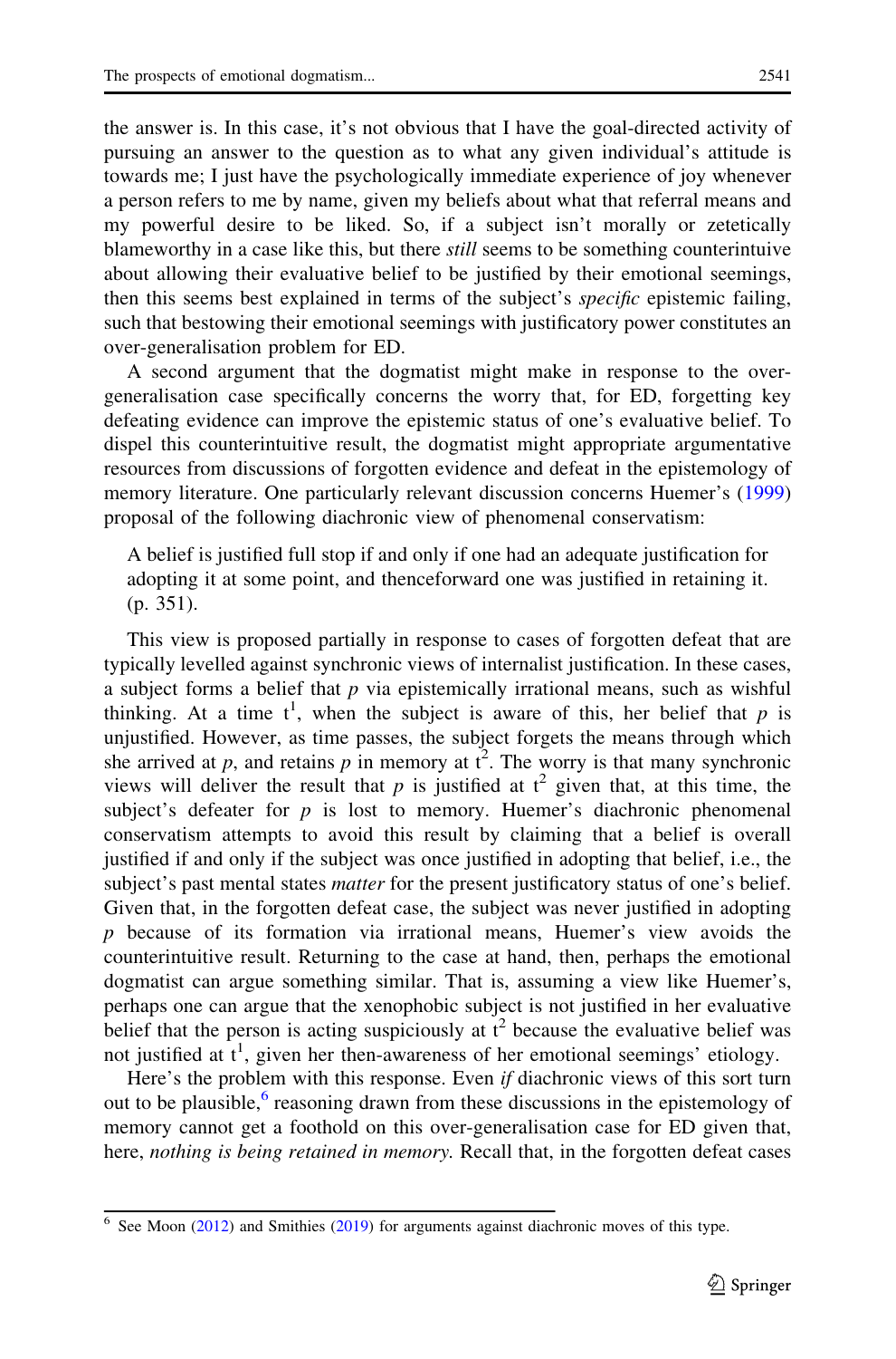the answer is. In this case, it's not obvious that I have the goal-directed activity of pursuing an answer to the question as to what any given individual's attitude is towards me; I just have the psychologically immediate experience of joy whenever a person refers to me by name, given my beliefs about what that referral means and my powerful desire to be liked. So, if a subject isn't morally or zetetically blameworthy in a case like this, but there *still* seems to be something counterintuive about allowing their evaluative belief to be justified by their emotional seemings, then this seems best explained in terms of the subject's *specific* epistemic failing, such that bestowing their emotional seemings with justificatory power constitutes an over-generalisation problem for ED.

A second argument that the dogmatist might make in response to the over-generalisation case specifically concerns the worry that, for ED, forgetting key defeating evidence can improve the epistemic status of one's evaluative belief. To dispel this counterintuitive result, the dogmatist might appropriate argumentative resources from discussions of forgotten evidence and defeat in the epistemology of memory literature. One particularly relevant discussion concerns Huemer's (1999) proposal of the following diachronic view of phenomenal conservatism:

> A belief is justified full stop if and only if one had an adequate justification for adopting it at some point, and thenceforward one was justified in retaining it. (p. 351).

This view is proposed partially in response to cases of forgotten defeat that are typically levelled against synchronic views of internalist justification. In these cases, a subject forms a belief that $p$ via epistemically irrational means, such as wishful thinking. At a time $t^1$, when the subject is aware of this, her belief that $p$ is unjustified. However, as time passes, the subject forgets the means through which she arrived at $p$, and retains $p$ in memory at $t^2$. The worry is that many synchronic views will deliver the result that $p$ is justified at $t^2$ given that, at this time, the subject's defeater for $p$ is lost to memory. Huemer's diachronic phenomenal conservatism attempts to avoid this result by claiming that a belief is overall justified if and only if the subject was once justified in adopting that belief, i.e., the subject's past mental states *matter* for the present justificatory status of one's belief. Given that, in the forgotten defeat case, the subject was never justified in adopting $p$ because of its formation via irrational means, Huemer's view avoids the counterintuitive result. Returning to the case at hand, then, perhaps the emotional dogmatist can argue something similar. That is, assuming a view like Huemer's, perhaps one can argue that the xenophobic subject is not justified in her evaluative belief that the person is acting suspiciously at $t^2$ because the evaluative belief was not justified at $t^1$, given her then-awareness of her emotional seemings' etiology.

Here's the problem with this response. Even *if* diachronic views of this sort turn out to be plausible,[6] reasoning drawn from these discussions in the epistemology of memory cannot get a foothold on this over-generalisation case for ED given that, here, *nothing is being retained in memory.* Recall that, in the forgotten defeat cases

[6] See Moon (2012) and Smithies (2019) for arguments against diachronic moves of this type.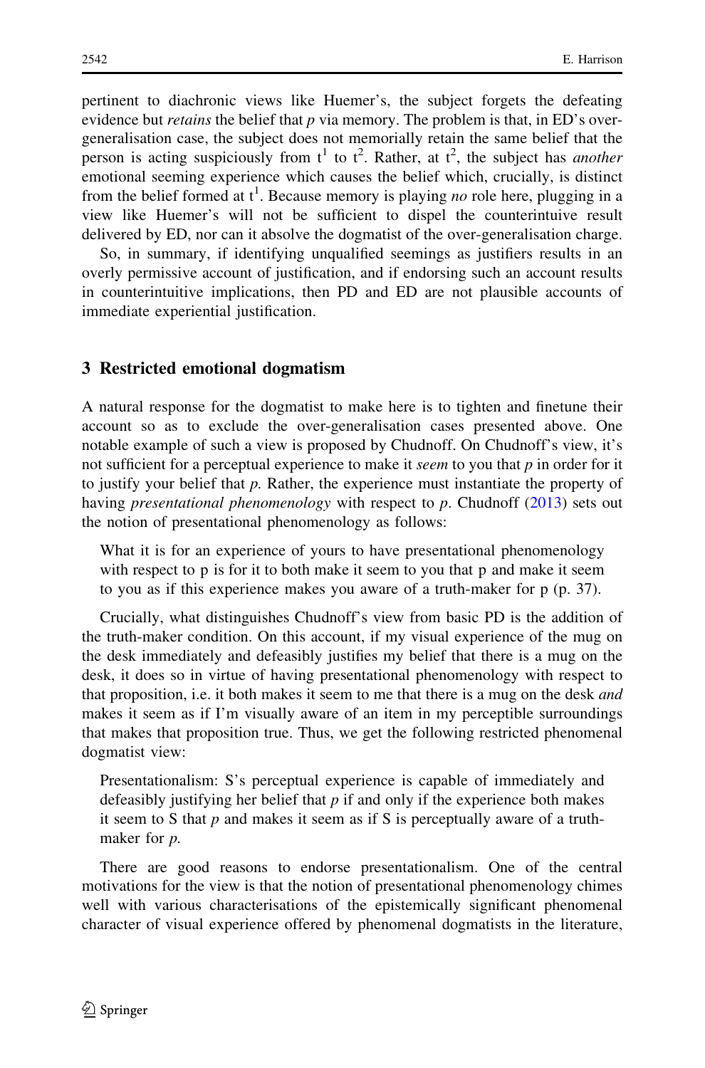pertinent to diachronic views like Huemer's, the subject forgets the defeating evidence but *retains* the belief that *p* via memory. The problem is that, in ED's over-generalisation case, the subject does not memorially retain the same belief that the person is acting suspiciously from $t^1$ to $t^2$. Rather, at $t^2$, the subject has *another* emotional seeming experience which causes the belief which, crucially, is distinct from the belief formed at $t^1$. Because memory is playing *no* role here, plugging in a view like Huemer's will not be sufficient to dispel the counterintuive result delivered by ED, nor can it absolve the dogmatist of the over-generalisation charge.

So, in summary, if identifying unqualified seemings as justifiers results in an overly permissive account of justification, and if endorsing such an account results in counterintuitive implications, then PD and ED are not plausible accounts of immediate experiential justification.

## 3 Restricted emotional dogmatism

A natural response for the dogmatist to make here is to tighten and finetune their account so as to exclude the over-generalisation cases presented above. One notable example of such a view is proposed by Chudnoff. On Chudnoff's view, it's not sufficient for a perceptual experience to make it *seem* to you that *p* in order for it to justify your belief that *p*. Rather, the experience must instantiate the property of having *presentational phenomenology* with respect to *p*. Chudnoff (2013) sets out the notion of presentational phenomenology as follows:

> What it is for an experience of yours to have presentational phenomenology with respect to p is for it to both make it seem to you that p and make it seem to you as if this experience makes you aware of a truth-maker for p (p. 37).

Crucially, what distinguishes Chudnoff's view from basic PD is the addition of the truth-maker condition. On this account, if my visual experience of the mug on the desk immediately and defeasibly justifies my belief that there is a mug on the desk, it does so in virtue of having presentational phenomenology with respect to that proposition, i.e. it both makes it seem to me that there is a mug on the desk *and* makes it seem as if I'm visually aware of an item in my perceptible surroundings that makes that proposition true. Thus, we get the following restricted phenomenal dogmatist view:

> Presentationalism: S's perceptual experience is capable of immediately and defeasibly justifying her belief that *p* if and only if the experience both makes it seem to S that *p* and makes it seem as if S is perceptually aware of a truth-maker for *p*.

There are good reasons to endorse presentationalism. One of the central motivations for the view is that the notion of presentational phenomenology chimes well with various characterisations of the epistemically significant phenomenal character of visual experience offered by phenomenal dogmatists in the literature,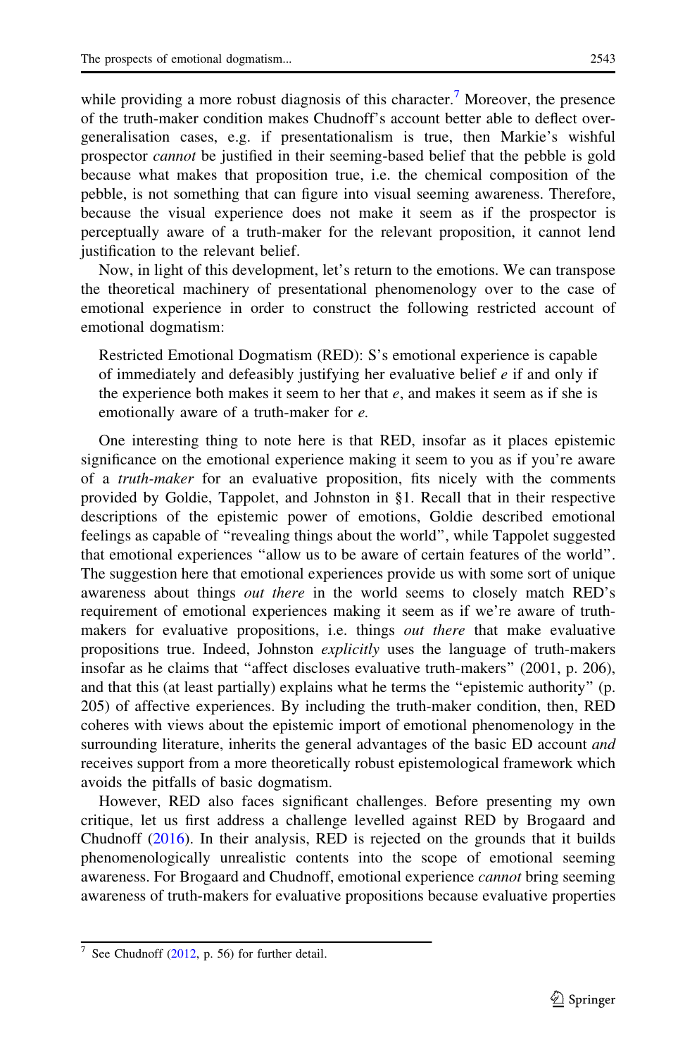while providing a more robust diagnosis of this character.[7] Moreover, the presence of the truth-maker condition makes Chudnoff's account better able to deflect over-generalisation cases, e.g. if presentationalism is true, then Markie's wishful prospector *cannot* be justified in their seeming-based belief that the pebble is gold because what makes that proposition true, i.e. the chemical composition of the pebble, is not something that can figure into visual seeming awareness. Therefore, because the visual experience does not make it seem as if the prospector is perceptually aware of a truth-maker for the relevant proposition, it cannot lend justification to the relevant belief.

Now, in light of this development, let's return to the emotions. We can transpose the theoretical machinery of presentational phenomenology over to the case of emotional experience in order to construct the following restricted account of emotional dogmatism:

> Restricted Emotional Dogmatism (RED): S's emotional experience is capable of immediately and defeasibly justifying her evaluative belief *e* if and only if the experience both makes it seem to her that *e*, and makes it seem as if she is emotionally aware of a truth-maker for *e*.

One interesting thing to note here is that RED, insofar as it places epistemic significance on the emotional experience making it seem to you as if you're aware of a *truth-maker* for an evaluative proposition, fits nicely with the comments provided by Goldie, Tappolet, and Johnston in §1. Recall that in their respective descriptions of the epistemic power of emotions, Goldie described emotional feelings as capable of "revealing things about the world", while Tappolet suggested that emotional experiences "allow us to be aware of certain features of the world". The suggestion here that emotional experiences provide us with some sort of unique awareness about things *out there* in the world seems to closely match RED's requirement of emotional experiences making it seem as if we're aware of truth-makers for evaluative propositions, i.e. things *out there* that make evaluative propositions true. Indeed, Johnston *explicitly* uses the language of truth-makers insofar as he claims that "affect discloses evaluative truth-makers" (2001, p. 206), and that this (at least partially) explains what he terms the "epistemic authority" (p. 205) of affective experiences. By including the truth-maker condition, then, RED coheres with views about the epistemic import of emotional phenomenology in the surrounding literature, inherits the general advantages of the basic ED account *and* receives support from a more theoretically robust epistemological framework which avoids the pitfalls of basic dogmatism.

However, RED also faces significant challenges. Before presenting my own critique, let us first address a challenge levelled against RED by Brogaard and Chudnoff (2016). In their analysis, RED is rejected on the grounds that it builds phenomenologically unrealistic contents into the scope of emotional seeming awareness. For Brogaard and Chudnoff, emotional experience *cannot* bring seeming awareness of truth-makers for evaluative propositions because evaluative properties

---

[7] See Chudnoff (2012, p. 56) for further detail.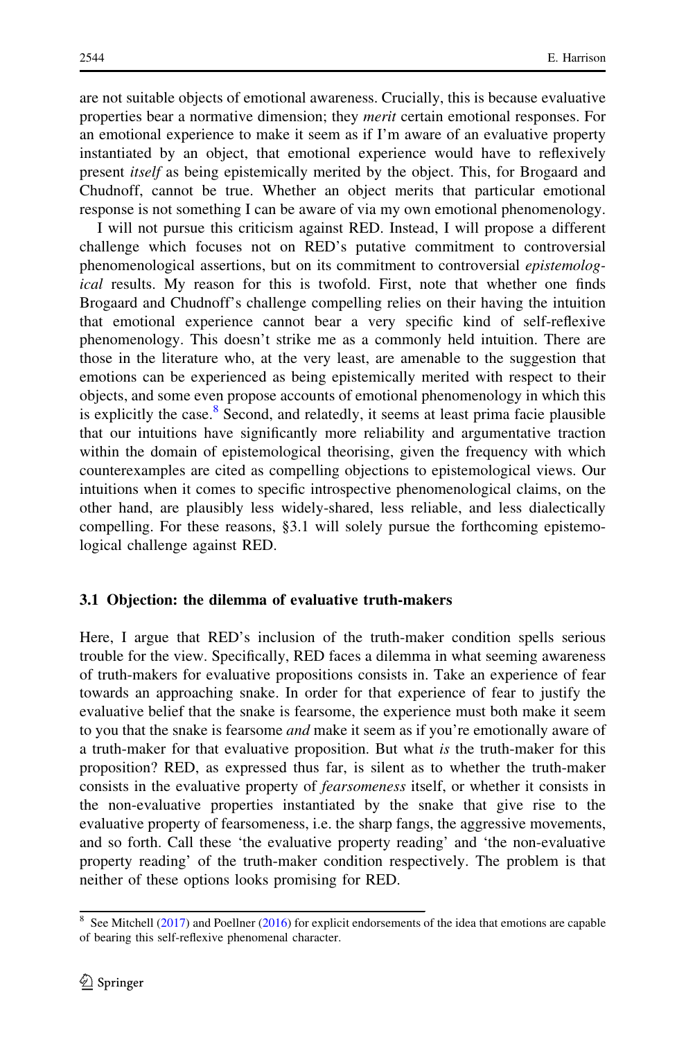are not suitable objects of emotional awareness. Crucially, this is because evaluative properties bear a normative dimension; they *merit* certain emotional responses. For an emotional experience to make it seem as if I'm aware of an evaluative property instantiated by an object, that emotional experience would have to reflexively present *itself* as being epistemically merited by the object. This, for Brogaard and Chudnoff, cannot be true. Whether an object merits that particular emotional response is not something I can be aware of via my own emotional phenomenology.

I will not pursue this criticism against RED. Instead, I will propose a different challenge which focuses not on RED's putative commitment to controversial phenomenological assertions, but on its commitment to controversial *epistemological* results. My reason for this is twofold. First, note that whether one finds Brogaard and Chudnoff's challenge compelling relies on their having the intuition that emotional experience cannot bear a very specific kind of self-reflexive phenomenology. This doesn't strike me as a commonly held intuition. There are those in the literature who, at the very least, are amenable to the suggestion that emotions can be experienced as being epistemically merited with respect to their objects, and some even propose accounts of emotional phenomenology in which this is explicitly the case.[8] Second, and relatedly, it seems at least prima facie plausible that our intuitions have significantly more reliability and argumentative traction within the domain of epistemological theorising, given the frequency with which counterexamples are cited as compelling objections to epistemological views. Our intuitions when it comes to specific introspective phenomenological claims, on the other hand, are plausibly less widely-shared, less reliable, and less dialectically compelling. For these reasons, §3.1 will solely pursue the forthcoming epistemological challenge against RED.

### 3.1 Objection: the dilemma of evaluative truth-makers

Here, I argue that RED's inclusion of the truth-maker condition spells serious trouble for the view. Specifically, RED faces a dilemma in what seeming awareness of truth-makers for evaluative propositions consists in. Take an experience of fear towards an approaching snake. In order for that experience of fear to justify the evaluative belief that the snake is fearsome, the experience must both make it seem to you that the snake is fearsome *and* make it seem as if you're emotionally aware of a truth-maker for that evaluative proposition. But what *is* the truth-maker for this proposition? RED, as expressed thus far, is silent as to whether the truth-maker consists in the evaluative property of *fearsomeness* itself, or whether it consists in the non-evaluative properties instantiated by the snake that give rise to the evaluative property of fearsomeness, i.e. the sharp fangs, the aggressive movements, and so forth. Call these 'the evaluative property reading' and 'the non-evaluative property reading' of the truth-maker condition respectively. The problem is that neither of these options looks promising for RED.

---

[8] See Mitchell (2017) and Poellner (2016) for explicit endorsements of the idea that emotions are capable of bearing this self-reflexive phenomenal character.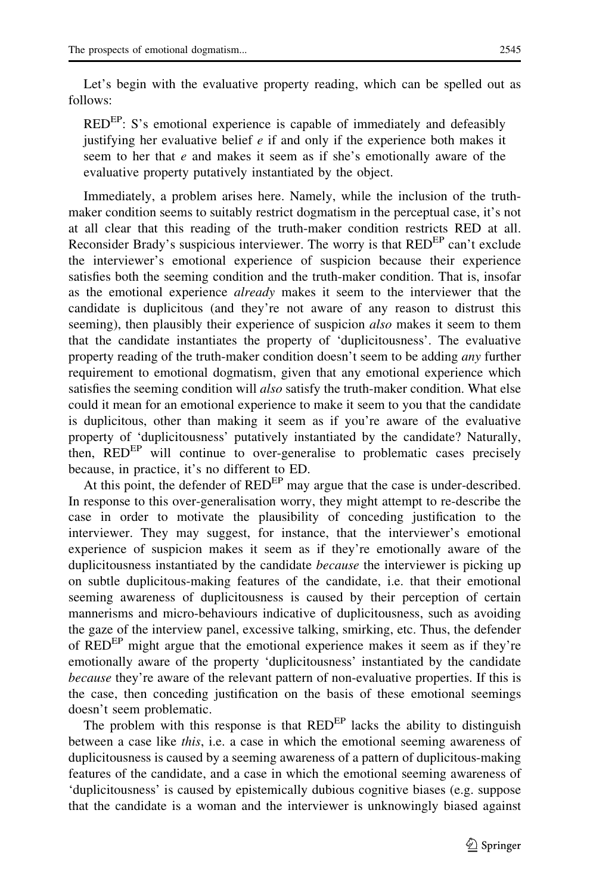Let's begin with the evaluative property reading, which can be spelled out as follows:

> RED$^{EP}$: S's emotional experience is capable of immediately and defeasibly justifying her evaluative belief *e* if and only if the experience both makes it seem to her that *e* and makes it seem as if she's emotionally aware of the evaluative property putatively instantiated by the object.

Immediately, a problem arises here. Namely, while the inclusion of the truth-maker condition seems to suitably restrict dogmatism in the perceptual case, it's not at all clear that this reading of the truth-maker condition restricts RED at all. Reconsider Brady's suspicious interviewer. The worry is that RED$^{EP}$ can't exclude the interviewer's emotional experience of suspicion because their experience satisfies both the seeming condition and the truth-maker condition. That is, insofar as the emotional experience *already* makes it seem to the interviewer that the candidate is duplicitous (and they're not aware of any reason to distrust this seeming), then plausibly their experience of suspicion *also* makes it seem to them that the candidate instantiates the property of 'duplicitousness'. The evaluative property reading of the truth-maker condition doesn't seem to be adding *any* further requirement to emotional dogmatism, given that any emotional experience which satisfies the seeming condition will *also* satisfy the truth-maker condition. What else could it mean for an emotional experience to make it seem to you that the candidate is duplicitous, other than making it seem as if you're aware of the evaluative property of 'duplicitousness' putatively instantiated by the candidate? Naturally, then, RED$^{EP}$ will continue to over-generalise to problematic cases precisely because, in practice, it's no different to ED.

At this point, the defender of RED$^{EP}$ may argue that the case is under-described. In response to this over-generalisation worry, they might attempt to re-describe the case in order to motivate the plausibility of conceding justification to the interviewer. They may suggest, for instance, that the interviewer's emotional experience of suspicion makes it seem as if they're emotionally aware of the duplicitousness instantiated by the candidate *because* the interviewer is picking up on subtle duplicitous-making features of the candidate, i.e. that their emotional seeming awareness of duplicitousness is caused by their perception of certain mannerisms and micro-behaviours indicative of duplicitousness, such as avoiding the gaze of the interview panel, excessive talking, smirking, etc. Thus, the defender of RED$^{EP}$ might argue that the emotional experience makes it seem as if they're emotionally aware of the property 'duplicitousness' instantiated by the candidate *because* they're aware of the relevant pattern of non-evaluative properties. If this is the case, then conceding justification on the basis of these emotional seemings doesn't seem problematic.

The problem with this response is that RED$^{EP}$ lacks the ability to distinguish between a case like *this*, i.e. a case in which the emotional seeming awareness of duplicitousness is caused by a seeming awareness of a pattern of duplicitous-making features of the candidate, and a case in which the emotional seeming awareness of 'duplicitousness' is caused by epistemically dubious cognitive biases (e.g. suppose that the candidate is a woman and the interviewer is unknowingly biased against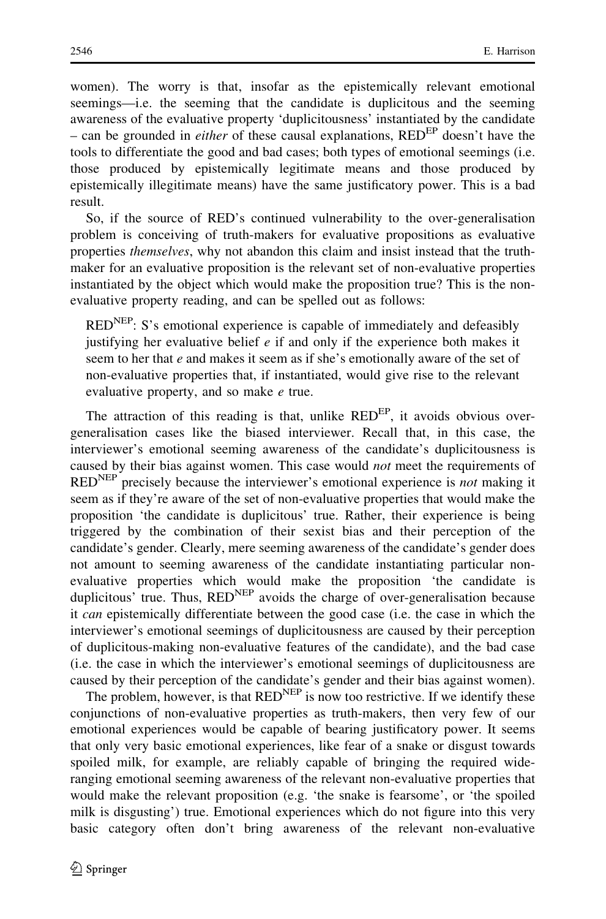women). The worry is that, insofar as the epistemically relevant emotional seemings—i.e. the seeming that the candidate is duplicitous and the seeming awareness of the evaluative property 'duplicitousness' instantiated by the candidate – can be grounded in *either* of these causal explanations, RED$^{EP}$ doesn't have the tools to differentiate the good and bad cases; both types of emotional seemings (i.e. those produced by epistemically legitimate means and those produced by epistemically illegitimate means) have the same justificatory power. This is a bad result.

So, if the source of RED's continued vulnerability to the over-generalisation problem is conceiving of truth-makers for evaluative propositions as evaluative properties *themselves*, why not abandon this claim and insist instead that the truth-maker for an evaluative proposition is the relevant set of non-evaluative properties instantiated by the object which would make the proposition true? This is the non-evaluative property reading, and can be spelled out as follows:

> RED$^{NEP}$: S's emotional experience is capable of immediately and defeasibly justifying her evaluative belief *e* if and only if the experience both makes it seem to her that *e* and makes it seem as if she's emotionally aware of the set of non-evaluative properties that, if instantiated, would give rise to the relevant evaluative property, and so make *e* true.

The attraction of this reading is that, unlike RED$^{EP}$, it avoids obvious over-generalisation cases like the biased interviewer. Recall that, in this case, the interviewer's emotional seeming awareness of the candidate's duplicitousness is caused by their bias against women. This case would *not* meet the requirements of RED$^{NEP}$ precisely because the interviewer's emotional experience is *not* making it seem as if they're aware of the set of non-evaluative properties that would make the proposition 'the candidate is duplicitous' true. Rather, their experience is being triggered by the combination of their sexist bias and their perception of the candidate's gender. Clearly, mere seeming awareness of the candidate's gender does not amount to seeming awareness of the candidate instantiating particular non-evaluative properties which would make the proposition 'the candidate is duplicitous' true. Thus, RED$^{NEP}$ avoids the charge of over-generalisation because it *can* epistemically differentiate between the good case (i.e. the case in which the interviewer's emotional seemings of duplicitousness are caused by their perception of duplicitous-making non-evaluative features of the candidate), and the bad case (i.e. the case in which the interviewer's emotional seemings of duplicitousness are caused by their perception of the candidate's gender and their bias against women).

The problem, however, is that RED$^{NEP}$ is now too restrictive. If we identify these conjunctions of non-evaluative properties as truth-makers, then very few of our emotional experiences would be capable of bearing justificatory power. It seems that only very basic emotional experiences, like fear of a snake or disgust towards spoiled milk, for example, are reliably capable of bringing the required wide-ranging emotional seeming awareness of the relevant non-evaluative properties that would make the relevant proposition (e.g. 'the snake is fearsome', or 'the spoiled milk is disgusting') true. Emotional experiences which do not figure into this very basic category often don't bring awareness of the relevant non-evaluative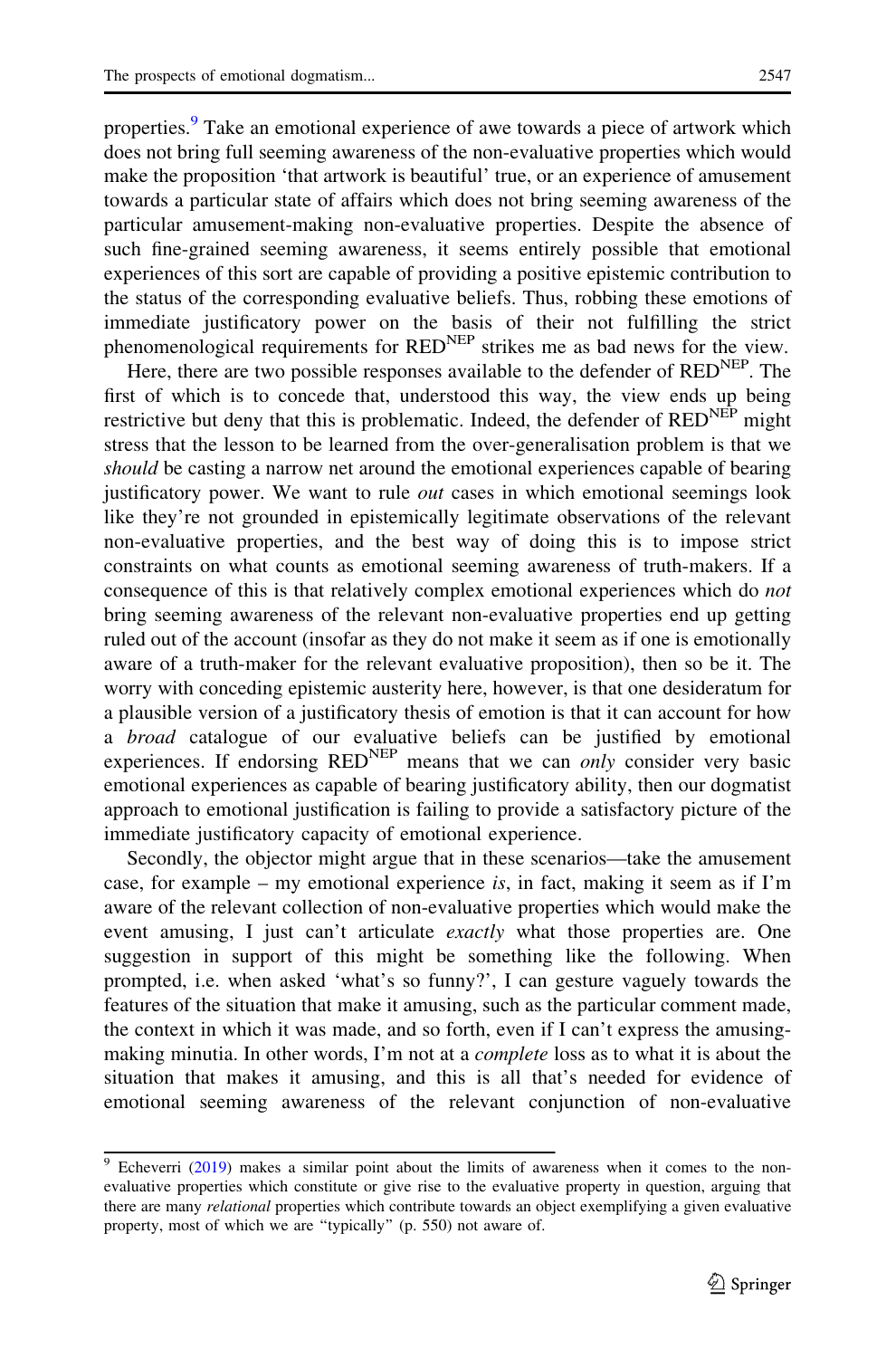properties.[9] Take an emotional experience of awe towards a piece of artwork which does not bring full seeming awareness of the non-evaluative properties which would make the proposition 'that artwork is beautiful' true, or an experience of amusement towards a particular state of affairs which does not bring seeming awareness of the particular amusement-making non-evaluative properties. Despite the absence of such fine-grained seeming awareness, it seems entirely possible that emotional experiences of this sort are capable of providing a positive epistemic contribution to the status of the corresponding evaluative beliefs. Thus, robbing these emotions of immediate justificatory power on the basis of their not fulfilling the strict phenomenological requirements for RED$^{NEP}$ strikes me as bad news for the view.

Here, there are two possible responses available to the defender of RED$^{NEP}$. The first of which is to concede that, understood this way, the view ends up being restrictive but deny that this is problematic. Indeed, the defender of RED$^{NEP}$ might stress that the lesson to be learned from the over-generalisation problem is that we *should* be casting a narrow net around the emotional experiences capable of bearing justificatory power. We want to rule *out* cases in which emotional seemings look like they're not grounded in epistemically legitimate observations of the relevant non-evaluative properties, and the best way of doing this is to impose strict constraints on what counts as emotional seeming awareness of truth-makers. If a consequence of this is that relatively complex emotional experiences which do *not* bring seeming awareness of the relevant non-evaluative properties end up getting ruled out of the account (insofar as they do not make it seem as if one is emotionally aware of a truth-maker for the relevant evaluative proposition), then so be it. The worry with conceding epistemic austerity here, however, is that one desideratum for a plausible version of a justificatory thesis of emotion is that it can account for how a *broad* catalogue of our evaluative beliefs can be justified by emotional experiences. If endorsing RED$^{NEP}$ means that we can *only* consider very basic emotional experiences as capable of bearing justificatory ability, then our dogmatist approach to emotional justification is failing to provide a satisfactory picture of the immediate justificatory capacity of emotional experience.

Secondly, the objector might argue that in these scenarios—take the amusement case, for example – my emotional experience *is*, in fact, making it seem as if I'm aware of the relevant collection of non-evaluative properties which would make the event amusing, I just can't articulate *exactly* what those properties are. One suggestion in support of this might be something like the following. When prompted, i.e. when asked 'what's so funny?', I can gesture vaguely towards the features of the situation that make it amusing, such as the particular comment made, the context in which it was made, and so forth, even if I can't express the amusing-making minutia. In other words, I'm not at a *complete* loss as to what it is about the situation that makes it amusing, and this is all that's needed for evidence of emotional seeming awareness of the relevant conjunction of non-evaluative

[9] Echeverri (2019) makes a similar point about the limits of awareness when it comes to the non-evaluative properties which constitute or give rise to the evaluative property in question, arguing that there are many *relational* properties which contribute towards an object exemplifying a given evaluative property, most of which we are "typically" (p. 550) not aware of.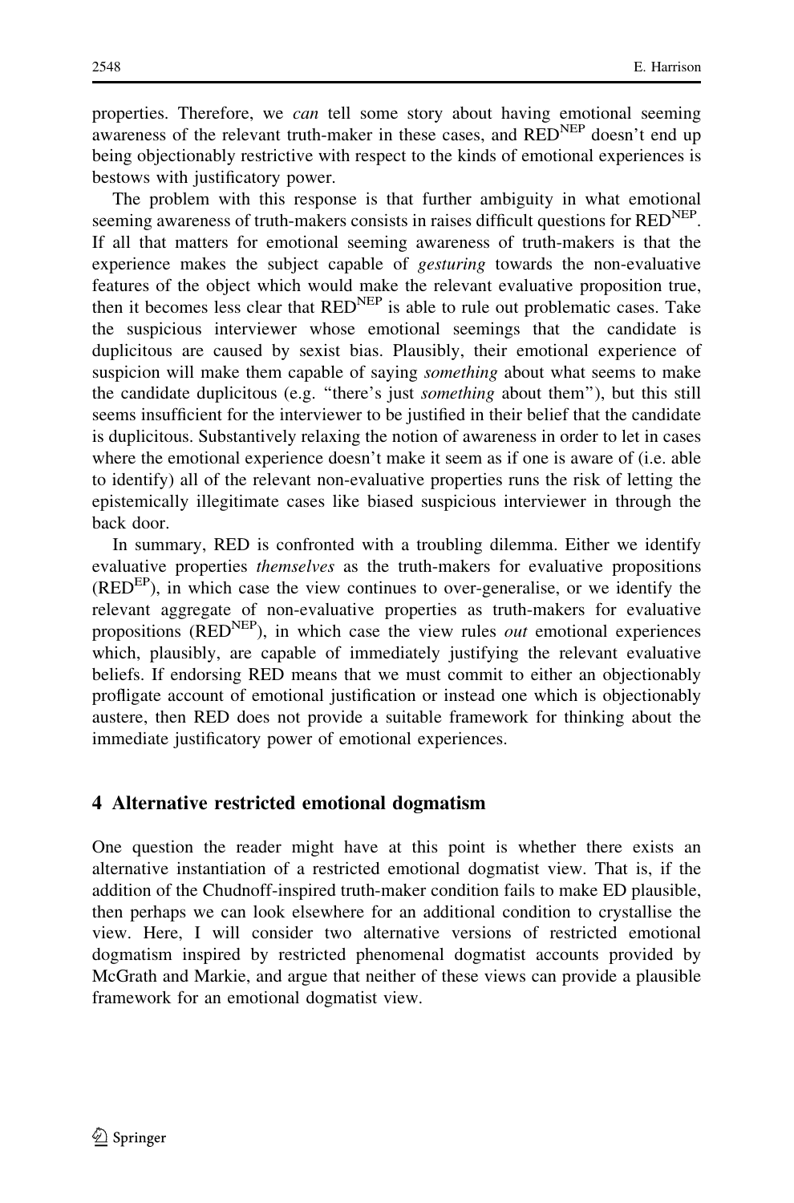properties. Therefore, we *can* tell some story about having emotional seeming awareness of the relevant truth-maker in these cases, and $\mathrm{RED}^{\mathrm{NEP}}$ doesn't end up being objectionably restrictive with respect to the kinds of emotional experiences is bestows with justificatory power.

The problem with this response is that further ambiguity in what emotional seeming awareness of truth-makers consists in raises difficult questions for $\mathrm{RED}^{\mathrm{NEP}}$. If all that matters for emotional seeming awareness of truth-makers is that the experience makes the subject capable of *gesturing* towards the non-evaluative features of the object which would make the relevant evaluative proposition true, then it becomes less clear that $\mathrm{RED}^{\mathrm{NEP}}$ is able to rule out problematic cases. Take the suspicious interviewer whose emotional seemings that the candidate is duplicitous are caused by sexist bias. Plausibly, their emotional experience of suspicion will make them capable of saying *something* about what seems to make the candidate duplicitous (e.g. "there's just *something* about them"), but this still seems insufficient for the interviewer to be justified in their belief that the candidate is duplicitous. Substantively relaxing the notion of awareness in order to let in cases where the emotional experience doesn't make it seem as if one is aware of (i.e. able to identify) all of the relevant non-evaluative properties runs the risk of letting the epistemically illegitimate cases like biased suspicious interviewer in through the back door.

In summary, RED is confronted with a troubling dilemma. Either we identify evaluative properties *themselves* as the truth-makers for evaluative propositions ($\mathrm{RED}^{\mathrm{EP}}$), in which case the view continues to over-generalise, or we identify the relevant aggregate of non-evaluative properties as truth-makers for evaluative propositions ($\mathrm{RED}^{\mathrm{NEP}}$), in which case the view rules *out* emotional experiences which, plausibly, are capable of immediately justifying the relevant evaluative beliefs. If endorsing RED means that we must commit to either an objectionably profligate account of emotional justification or instead one which is objectionably austere, then RED does not provide a suitable framework for thinking about the immediate justificatory power of emotional experiences.

## 4 Alternative restricted emotional dogmatism

One question the reader might have at this point is whether there exists an alternative instantiation of a restricted emotional dogmatist view. That is, if the addition of the Chudnoff-inspired truth-maker condition fails to make ED plausible, then perhaps we can look elsewhere for an additional condition to crystallise the view. Here, I will consider two alternative versions of restricted emotional dogmatism inspired by restricted phenomenal dogmatist accounts provided by McGrath and Markie, and argue that neither of these views can provide a plausible framework for an emotional dogmatist view.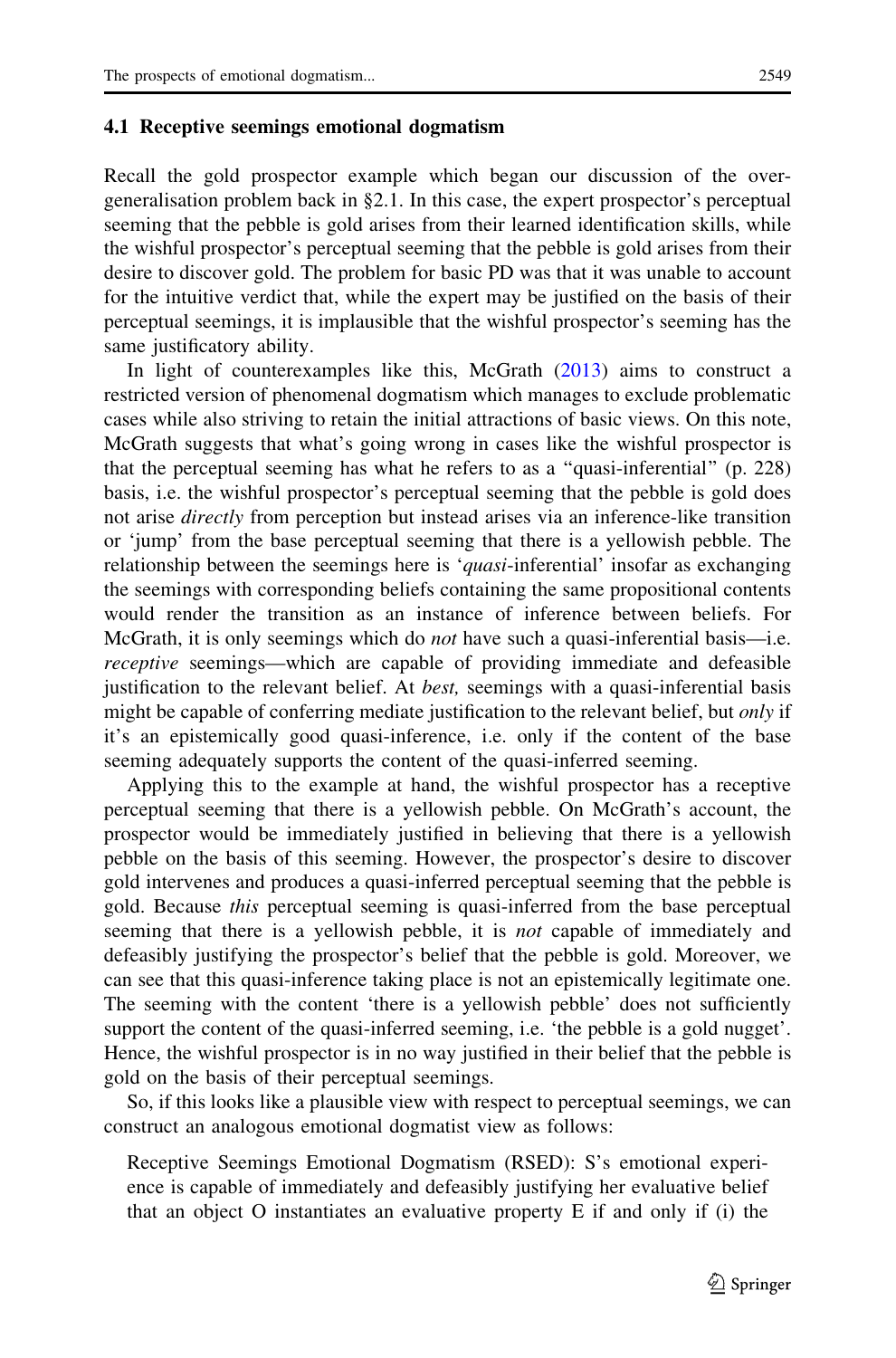### 4.1 Receptive seemings emotional dogmatism

Recall the gold prospector example which began our discussion of the over-generalisation problem back in §2.1. In this case, the expert prospector's perceptual seeming that the pebble is gold arises from their learned identification skills, while the wishful prospector's perceptual seeming that the pebble is gold arises from their desire to discover gold. The problem for basic PD was that it was unable to account for the intuitive verdict that, while the expert may be justified on the basis of their perceptual seemings, it is implausible that the wishful prospector's seeming has the same justificatory ability.

In light of counterexamples like this, McGrath (2013) aims to construct a restricted version of phenomenal dogmatism which manages to exclude problematic cases while also striving to retain the initial attractions of basic views. On this note, McGrath suggests that what's going wrong in cases like the wishful prospector is that the perceptual seeming has what he refers to as a "quasi-inferential" (p. 228) basis, i.e. the wishful prospector's perceptual seeming that the pebble is gold does not arise *directly* from perception but instead arises via an inference-like transition or 'jump' from the base perceptual seeming that there is a yellowish pebble. The relationship between the seemings here is '*quasi*-inferential' insofar as exchanging the seemings with corresponding beliefs containing the same propositional contents would render the transition as an instance of inference between beliefs. For McGrath, it is only seemings which do *not* have such a quasi-inferential basis—i.e. *receptive* seemings—which are capable of providing immediate and defeasible justification to the relevant belief. At *best,* seemings with a quasi-inferential basis might be capable of conferring mediate justification to the relevant belief, but *only* if it's an epistemically good quasi-inference, i.e. only if the content of the base seeming adequately supports the content of the quasi-inferred seeming.

Applying this to the example at hand, the wishful prospector has a receptive perceptual seeming that there is a yellowish pebble. On McGrath's account, the prospector would be immediately justified in believing that there is a yellowish pebble on the basis of this seeming. However, the prospector's desire to discover gold intervenes and produces a quasi-inferred perceptual seeming that the pebble is gold. Because *this* perceptual seeming is quasi-inferred from the base perceptual seeming that there is a yellowish pebble, it is *not* capable of immediately and defeasibly justifying the prospector's belief that the pebble is gold. Moreover, we can see that this quasi-inference taking place is not an epistemically legitimate one. The seeming with the content 'there is a yellowish pebble' does not sufficiently support the content of the quasi-inferred seeming, i.e. 'the pebble is a gold nugget'. Hence, the wishful prospector is in no way justified in their belief that the pebble is gold on the basis of their perceptual seemings.

So, if this looks like a plausible view with respect to perceptual seemings, we can construct an analogous emotional dogmatist view as follows:

> Receptive Seemings Emotional Dogmatism (RSED): S's emotional experience is capable of immediately and defeasibly justifying her evaluative belief that an object O instantiates an evaluative property E if and only if (i) the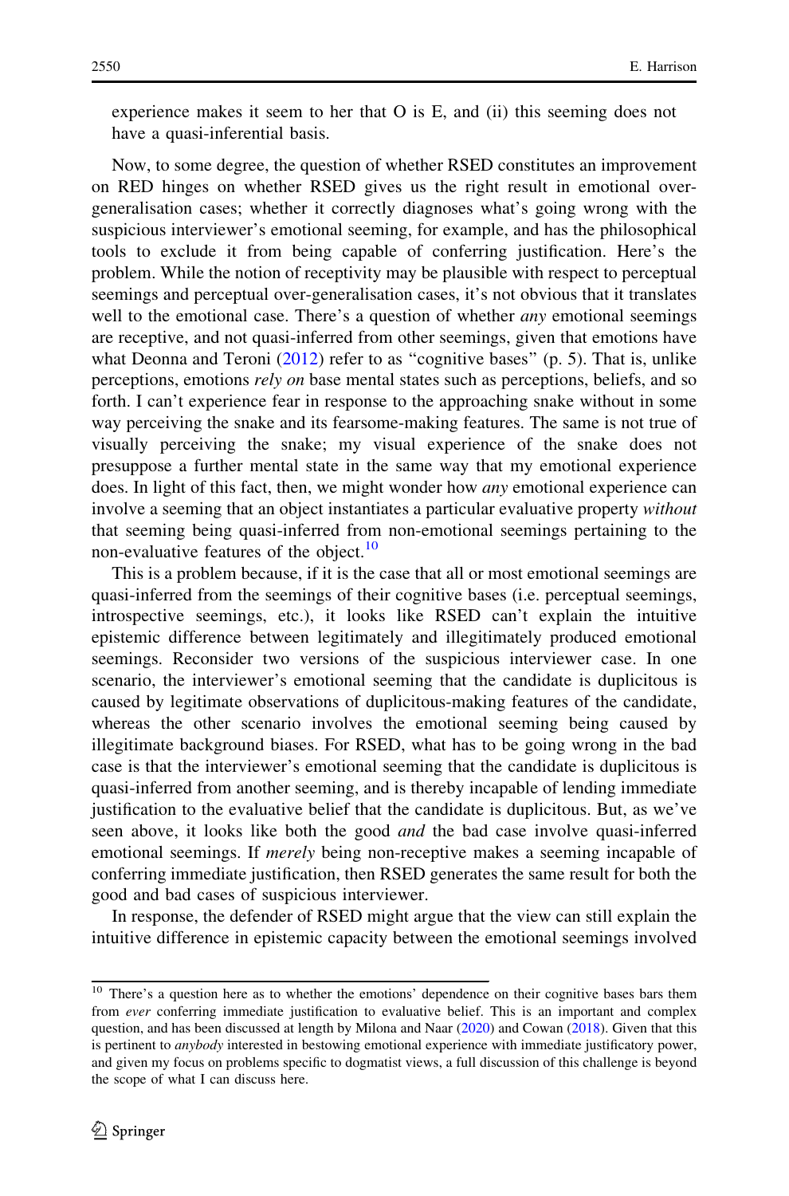experience makes it seem to her that O is E, and (ii) this seeming does not have a quasi-inferential basis.

Now, to some degree, the question of whether RSED constitutes an improvement on RED hinges on whether RSED gives us the right result in emotional over-generalisation cases; whether it correctly diagnoses what's going wrong with the suspicious interviewer's emotional seeming, for example, and has the philosophical tools to exclude it from being capable of conferring justification. Here's the problem. While the notion of receptivity may be plausible with respect to perceptual seemings and perceptual over-generalisation cases, it's not obvious that it translates well to the emotional case. There's a question of whether *any* emotional seemings are receptive, and not quasi-inferred from other seemings, given that emotions have what Deonna and Teroni (2012) refer to as "cognitive bases" (p. 5). That is, unlike perceptions, emotions *rely on* base mental states such as perceptions, beliefs, and so forth. I can't experience fear in response to the approaching snake without in some way perceiving the snake and its fearsome-making features. The same is not true of visually perceiving the snake; my visual experience of the snake does not presuppose a further mental state in the same way that my emotional experience does. In light of this fact, then, we might wonder how *any* emotional experience can involve a seeming that an object instantiates a particular evaluative property *without* that seeming being quasi-inferred from non-emotional seemings pertaining to the non-evaluative features of the object.[10]

This is a problem because, if it is the case that all or most emotional seemings are quasi-inferred from the seemings of their cognitive bases (i.e. perceptual seemings, introspective seemings, etc.), it looks like RSED can't explain the intuitive epistemic difference between legitimately and illegitimately produced emotional seemings. Reconsider two versions of the suspicious interviewer case. In one scenario, the interviewer's emotional seeming that the candidate is duplicitous is caused by legitimate observations of duplicitous-making features of the candidate, whereas the other scenario involves the emotional seeming being caused by illegitimate background biases. For RSED, what has to be going wrong in the bad case is that the interviewer's emotional seeming that the candidate is duplicitous is quasi-inferred from another seeming, and is thereby incapable of lending immediate justification to the evaluative belief that the candidate is duplicitous. But, as we've seen above, it looks like both the good *and* the bad case involve quasi-inferred emotional seemings. If *merely* being non-receptive makes a seeming incapable of conferring immediate justification, then RSED generates the same result for both the good and bad cases of suspicious interviewer.

In response, the defender of RSED might argue that the view can still explain the intuitive difference in epistemic capacity between the emotional seemings involved

[10] There's a question here as to whether the emotions' dependence on their cognitive bases bars them from *ever* conferring immediate justification to evaluative belief. This is an important and complex question, and has been discussed at length by Milona and Naar (2020) and Cowan (2018). Given that this is pertinent to *anybody* interested in bestowing emotional experience with immediate justificatory power, and given my focus on problems specific to dogmatist views, a full discussion of this challenge is beyond the scope of what I can discuss here.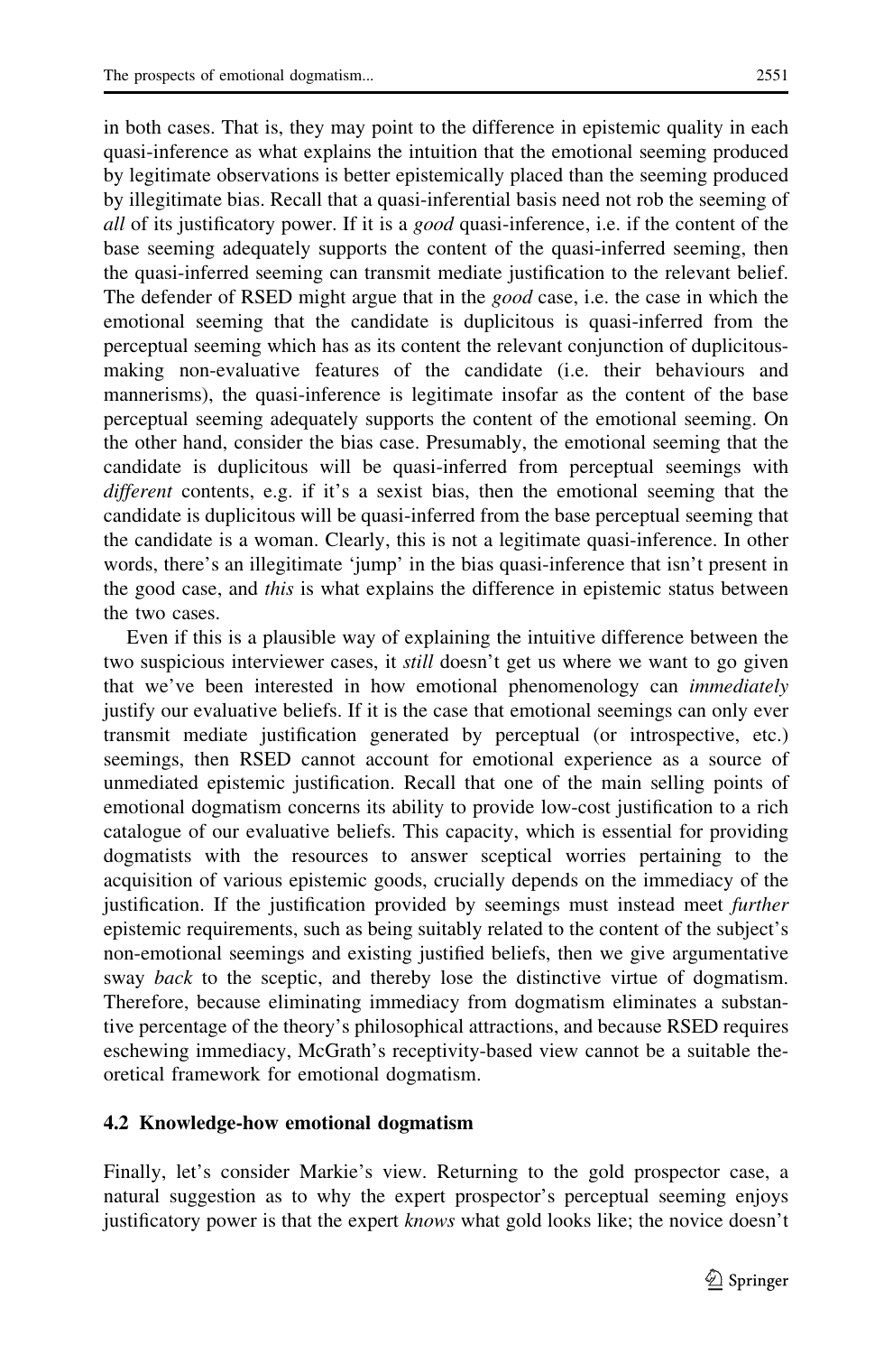in both cases. That is, they may point to the difference in epistemic quality in each quasi-inference as what explains the intuition that the emotional seeming produced by legitimate observations is better epistemically placed than the seeming produced by illegitimate bias. Recall that a quasi-inferential basis need not rob the seeming of *all* of its justificatory power. If it is a *good* quasi-inference, i.e. if the content of the base seeming adequately supports the content of the quasi-inferred seeming, then the quasi-inferred seeming can transmit mediate justification to the relevant belief. The defender of RSED might argue that in the *good* case, i.e. the case in which the emotional seeming that the candidate is duplicitous is quasi-inferred from the perceptual seeming which has as its content the relevant conjunction of duplicitous-making non-evaluative features of the candidate (i.e. their behaviours and mannerisms), the quasi-inference is legitimate insofar as the content of the base perceptual seeming adequately supports the content of the emotional seeming. On the other hand, consider the bias case. Presumably, the emotional seeming that the candidate is duplicitous will be quasi-inferred from perceptual seemings with *different* contents, e.g. if it's a sexist bias, then the emotional seeming that the candidate is duplicitous will be quasi-inferred from the base perceptual seeming that the candidate is a woman. Clearly, this is not a legitimate quasi-inference. In other words, there's an illegitimate 'jump' in the bias quasi-inference that isn't present in the good case, and *this* is what explains the difference in epistemic status between the two cases.

Even if this is a plausible way of explaining the intuitive difference between the two suspicious interviewer cases, it *still* doesn't get us where we want to go given that we've been interested in how emotional phenomenology can *immediately* justify our evaluative beliefs. If it is the case that emotional seemings can only ever transmit mediate justification generated by perceptual (or introspective, etc.) seemings, then RSED cannot account for emotional experience as a source of unmediated epistemic justification. Recall that one of the main selling points of emotional dogmatism concerns its ability to provide low-cost justification to a rich catalogue of our evaluative beliefs. This capacity, which is essential for providing dogmatists with the resources to answer sceptical worries pertaining to the acquisition of various epistemic goods, crucially depends on the immediacy of the justification. If the justification provided by seemings must instead meet *further* epistemic requirements, such as being suitably related to the content of the subject's non-emotional seemings and existing justified beliefs, then we give argumentative sway *back* to the sceptic, and thereby lose the distinctive virtue of dogmatism. Therefore, because eliminating immediacy from dogmatism eliminates a substantive percentage of the theory's philosophical attractions, and because RSED requires eschewing immediacy, McGrath's receptivity-based view cannot be a suitable theoretical framework for emotional dogmatism.

### 4.2 Knowledge-how emotional dogmatism

Finally, let's consider Markie's view. Returning to the gold prospector case, a natural suggestion as to why the expert prospector's perceptual seeming enjoys justificatory power is that the expert *knows* what gold looks like; the novice doesn't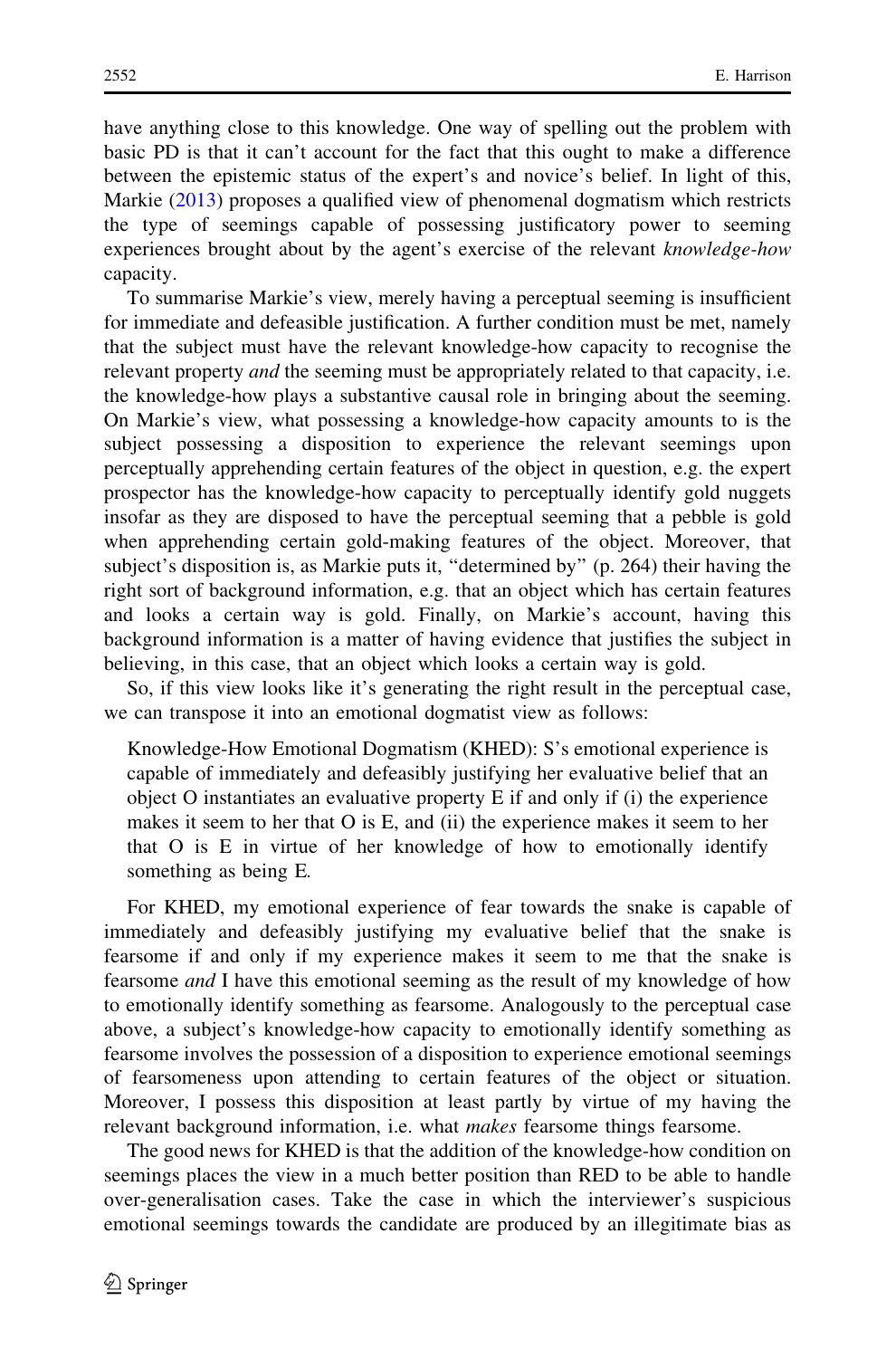have anything close to this knowledge. One way of spelling out the problem with basic PD is that it can't account for the fact that this ought to make a difference between the epistemic status of the expert's and novice's belief. In light of this, Markie (2013) proposes a qualified view of phenomenal dogmatism which restricts the type of seemings capable of possessing justificatory power to seeming experiences brought about by the agent's exercise of the relevant *knowledge-how* capacity.

To summarise Markie's view, merely having a perceptual seeming is insufficient for immediate and defeasible justification. A further condition must be met, namely that the subject must have the relevant knowledge-how capacity to recognise the relevant property *and* the seeming must be appropriately related to that capacity, i.e. the knowledge-how plays a substantive causal role in bringing about the seeming. On Markie's view, what possessing a knowledge-how capacity amounts to is the subject possessing a disposition to experience the relevant seemings upon perceptually apprehending certain features of the object in question, e.g. the expert prospector has the knowledge-how capacity to perceptually identify gold nuggets insofar as they are disposed to have the perceptual seeming that a pebble is gold when apprehending certain gold-making features of the object. Moreover, that subject's disposition is, as Markie puts it, "determined by" (p. 264) their having the right sort of background information, e.g. that an object which has certain features and looks a certain way is gold. Finally, on Markie's account, having this background information is a matter of having evidence that justifies the subject in believing, in this case, that an object which looks a certain way is gold.

So, if this view looks like it's generating the right result in the perceptual case, we can transpose it into an emotional dogmatist view as follows:

> Knowledge-How Emotional Dogmatism (KHED): S's emotional experience is capable of immediately and defeasibly justifying her evaluative belief that an object O instantiates an evaluative property E if and only if (i) the experience makes it seem to her that O is E, and (ii) the experience makes it seem to her that O is E in virtue of her knowledge of how to emotionally identify something as being E.

For KHED, my emotional experience of fear towards the snake is capable of immediately and defeasibly justifying my evaluative belief that the snake is fearsome if and only if my experience makes it seem to me that the snake is fearsome *and* I have this emotional seeming as the result of my knowledge of how to emotionally identify something as fearsome. Analogously to the perceptual case above, a subject's knowledge-how capacity to emotionally identify something as fearsome involves the possession of a disposition to experience emotional seemings of fearsomeness upon attending to certain features of the object or situation. Moreover, I possess this disposition at least partly by virtue of my having the relevant background information, i.e. what *makes* fearsome things fearsome.

The good news for KHED is that the addition of the knowledge-how condition on seemings places the view in a much better position than RED to be able to handle over-generalisation cases. Take the case in which the interviewer's suspicious emotional seemings towards the candidate are produced by an illegitimate bias as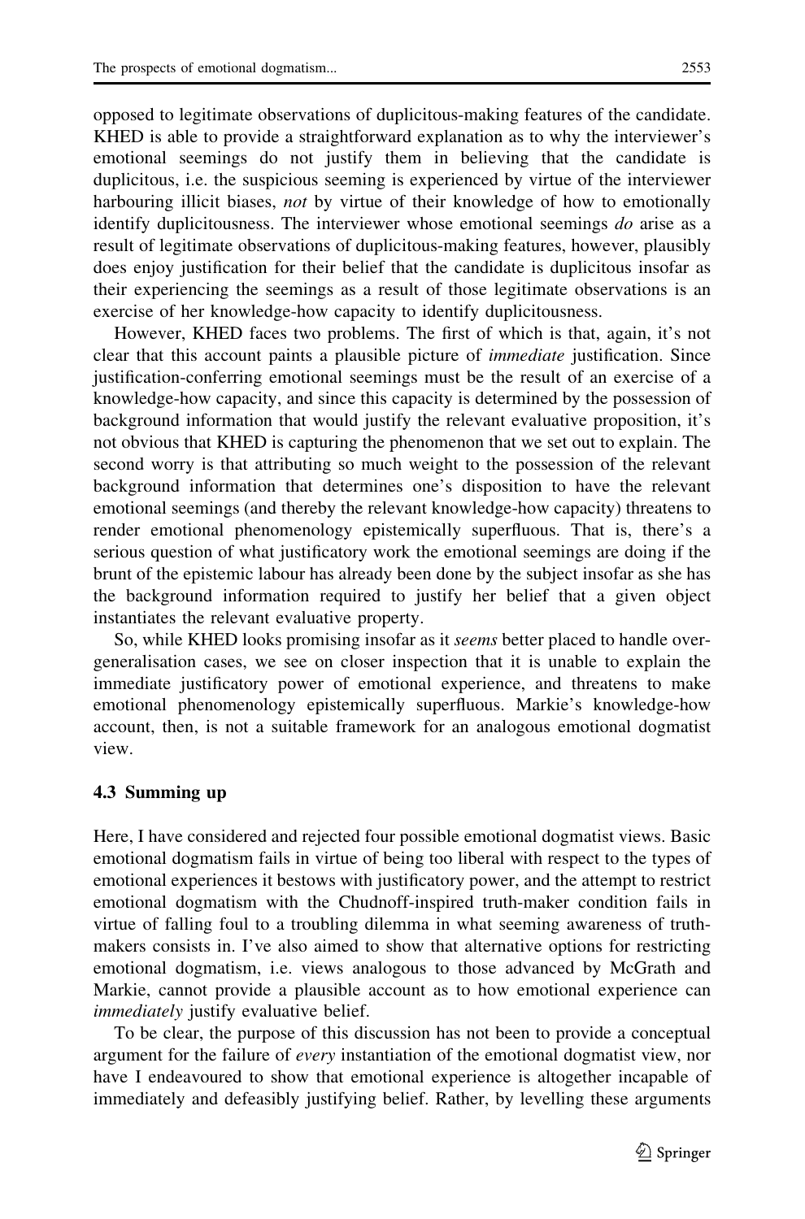opposed to legitimate observations of duplicitous-making features of the candidate. KHED is able to provide a straightforward explanation as to why the interviewer's emotional seemings do not justify them in believing that the candidate is duplicitous, i.e. the suspicious seeming is experienced by virtue of the interviewer harbouring illicit biases, *not* by virtue of their knowledge of how to emotionally identify duplicitousness. The interviewer whose emotional seemings *do* arise as a result of legitimate observations of duplicitous-making features, however, plausibly does enjoy justification for their belief that the candidate is duplicitous insofar as their experiencing the seemings as a result of those legitimate observations is an exercise of her knowledge-how capacity to identify duplicitousness.

However, KHED faces two problems. The first of which is that, again, it's not clear that this account paints a plausible picture of *immediate* justification. Since justification-conferring emotional seemings must be the result of an exercise of a knowledge-how capacity, and since this capacity is determined by the possession of background information that would justify the relevant evaluative proposition, it's not obvious that KHED is capturing the phenomenon that we set out to explain. The second worry is that attributing so much weight to the possession of the relevant background information that determines one's disposition to have the relevant emotional seemings (and thereby the relevant knowledge-how capacity) threatens to render emotional phenomenology epistemically superfluous. That is, there's a serious question of what justificatory work the emotional seemings are doing if the brunt of the epistemic labour has already been done by the subject insofar as she has the background information required to justify her belief that a given object instantiates the relevant evaluative property.

So, while KHED looks promising insofar as it *seems* better placed to handle over-generalisation cases, we see on closer inspection that it is unable to explain the immediate justificatory power of emotional experience, and threatens to make emotional phenomenology epistemically superfluous. Markie's knowledge-how account, then, is not a suitable framework for an analogous emotional dogmatist view.

### 4.3 Summing up

Here, I have considered and rejected four possible emotional dogmatist views. Basic emotional dogmatism fails in virtue of being too liberal with respect to the types of emotional experiences it bestows with justificatory power, and the attempt to restrict emotional dogmatism with the Chudnoff-inspired truth-maker condition fails in virtue of falling foul to a troubling dilemma in what seeming awareness of truth-makers consists in. I've also aimed to show that alternative options for restricting emotional dogmatism, i.e. views analogous to those advanced by McGrath and Markie, cannot provide a plausible account as to how emotional experience can *immediately* justify evaluative belief.

To be clear, the purpose of this discussion has not been to provide a conceptual argument for the failure of *every* instantiation of the emotional dogmatist view, nor have I endeavoured to show that emotional experience is altogether incapable of immediately and defeasibly justifying belief. Rather, by levelling these arguments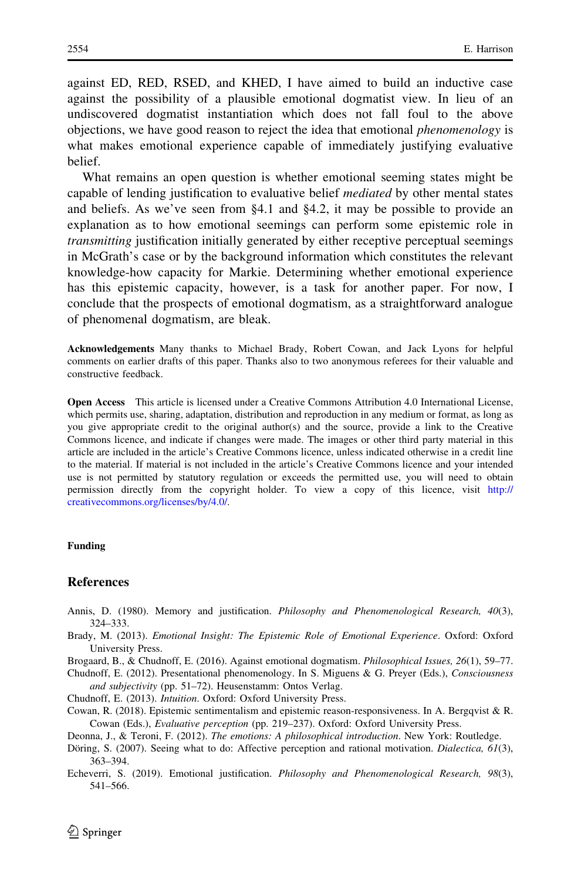against ED, RED, RSED, and KHED, I have aimed to build an inductive case against the possibility of a plausible emotional dogmatist view. In lieu of an undiscovered dogmatist instantiation which does not fall foul to the above objections, we have good reason to reject the idea that emotional *phenomenology* is what makes emotional experience capable of immediately justifying evaluative belief.

What remains an open question is whether emotional seeming states might be capable of lending justification to evaluative belief *mediated* by other mental states and beliefs. As we've seen from §4.1 and §4.2, it may be possible to provide an explanation as to how emotional seemings can perform some epistemic role in *transmitting* justification initially generated by either receptive perceptual seemings in McGrath's case or by the background information which constitutes the relevant knowledge-how capacity for Markie. Determining whether emotional experience has this epistemic capacity, however, is a task for another paper. For now, I conclude that the prospects of emotional dogmatism, as a straightforward analogue of phenomenal dogmatism, are bleak.

**Acknowledgements** Many thanks to Michael Brady, Robert Cowan, and Jack Lyons for helpful comments on earlier drafts of this paper. Thanks also to two anonymous referees for their valuable and constructive feedback.

**Open Access** This article is licensed under a Creative Commons Attribution 4.0 International License, which permits use, sharing, adaptation, distribution and reproduction in any medium or format, as long as you give appropriate credit to the original author(s) and the source, provide a link to the Creative Commons licence, and indicate if changes were made. The images or other third party material in this article are included in the article's Creative Commons licence, unless indicated otherwise in a credit line to the material. If material is not included in the article's Creative Commons licence and your intended use is not permitted by statutory regulation or exceeds the permitted use, you will need to obtain permission directly from the copyright holder. To view a copy of this licence, visit http://creativecommons.org/licenses/by/4.0/.

**Funding**

## References

Annis, D. (1980). Memory and justification. *Philosophy and Phenomenological Research, 40*(3), 324–333.

Brady, M. (2013). *Emotional Insight: The Epistemic Role of Emotional Experience*. Oxford: Oxford University Press.

Brogaard, B., & Chudnoff, E. (2016). Against emotional dogmatism. *Philosophical Issues, 26*(1), 59–77.

Chudnoff, E. (2012). Presentational phenomenology. In S. Miguens & G. Preyer (Eds.), *Consciousness and subjectivity* (pp. 51–72). Heusenstamm: Ontos Verlag.

Chudnoff, E. (2013). *Intuition*. Oxford: Oxford University Press.

Cowan, R. (2018). Epistemic sentimentalism and epistemic reason-responsiveness. In A. Bergqvist & R. Cowan (Eds.), *Evaluative perception* (pp. 219–237). Oxford: Oxford University Press.

Deonna, J., & Teroni, F. (2012). *The emotions: A philosophical introduction*. New York: Routledge.

Döring, S. (2007). Seeing what to do: Affective perception and rational motivation. *Dialectica, 61*(3), 363–394.

Echeverri, S. (2019). Emotional justification. *Philosophy and Phenomenological Research, 98*(3), 541–566.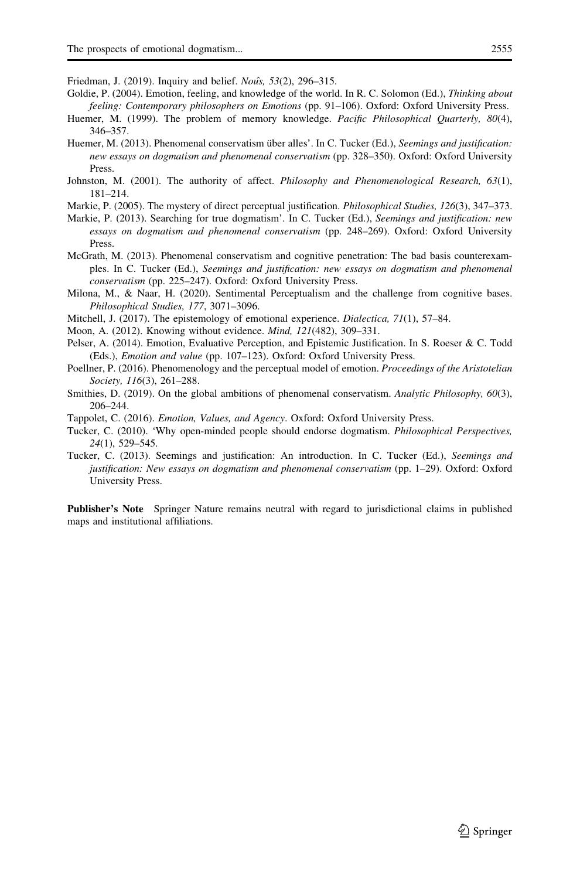Friedman, J. (2019). Inquiry and belief. *Noûs, 53*(2), 296–315.

Goldie, P. (2004). Emotion, feeling, and knowledge of the world. In R. C. Solomon (Ed.), *Thinking about feeling: Contemporary philosophers on Emotions* (pp. 91–106). Oxford: Oxford University Press.

Huemer, M. (1999). The problem of memory knowledge. *Pacific Philosophical Quarterly, 80*(4), 346–357.

Huemer, M. (2013). Phenomenal conservatism über alles'. In C. Tucker (Ed.), *Seemings and justification: new essays on dogmatism and phenomenal conservatism* (pp. 328–350). Oxford: Oxford University Press.

Johnston, M. (2001). The authority of affect. *Philosophy and Phenomenological Research, 63*(1), 181–214.

Markie, P. (2005). The mystery of direct perceptual justification. *Philosophical Studies, 126*(3), 347–373.

Markie, P. (2013). Searching for true dogmatism'. In C. Tucker (Ed.), *Seemings and justification: new essays on dogmatism and phenomenal conservatism* (pp. 248–269). Oxford: Oxford University Press.

McGrath, M. (2013). Phenomenal conservatism and cognitive penetration: The bad basis counterexamples. In C. Tucker (Ed.), *Seemings and justification: new essays on dogmatism and phenomenal conservatism* (pp. 225–247). Oxford: Oxford University Press.

Milona, M., & Naar, H. (2020). Sentimental Perceptualism and the challenge from cognitive bases. *Philosophical Studies, 177*, 3071–3096.

Mitchell, J. (2017). The epistemology of emotional experience. *Dialectica, 71*(1), 57–84.

Moon, A. (2012). Knowing without evidence. *Mind, 121*(482), 309–331.

Pelser, A. (2014). Emotion, Evaluative Perception, and Epistemic Justification. In S. Roeser & C. Todd (Eds.), *Emotion and value* (pp. 107–123). Oxford: Oxford University Press.

Poellner, P. (2016). Phenomenology and the perceptual model of emotion. *Proceedings of the Aristotelian Society, 116*(3), 261–288.

Smithies, D. (2019). On the global ambitions of phenomenal conservatism. *Analytic Philosophy, 60*(3), 206–244.

Tappolet, C. (2016). *Emotion, Values, and Agency*. Oxford: Oxford University Press.

Tucker, C. (2010). 'Why open-minded people should endorse dogmatism. *Philosophical Perspectives, 24*(1), 529–545.

Tucker, C. (2013). Seemings and justification: An introduction. In C. Tucker (Ed.), *Seemings and justification: New essays on dogmatism and phenomenal conservatism* (pp. 1–29). Oxford: Oxford University Press.

**Publisher's Note** Springer Nature remains neutral with regard to jurisdictional claims in published maps and institutional affiliations.